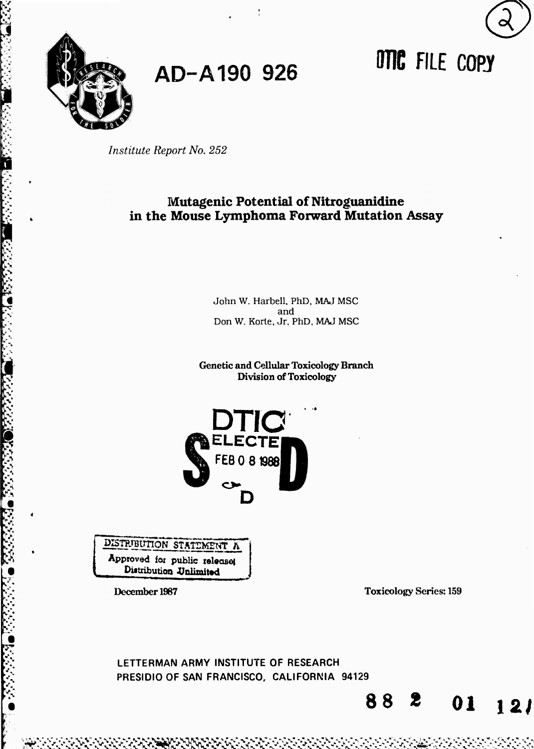AD-A190 926

DTIC FILE COPY

*Institute Report No. 252*

# Mutagenic Potential of Nitroguanidine in the Mouse Lymphoma Forward Mutation Assay

John W. Harbell, PhD, MAJ MSC
and
Don W. Korte, Jr, PhD, MAJ MSC

**Genetic and Cellular Toxicology Branch**
**Division of Toxicology**

DTIC
ELECTE
FEB 0 8 1988
S D
D

DISTRIBUTION STATEMENT A
Approved for public release; Distribution Unlimited

**December 1987**

**Toxicology Series: 159**

LETTERMAN ARMY INSTITUTE OF RESEARCH
PRESIDIO OF SAN FRANCISCO, CALIFORNIA 94129

88 2 01 121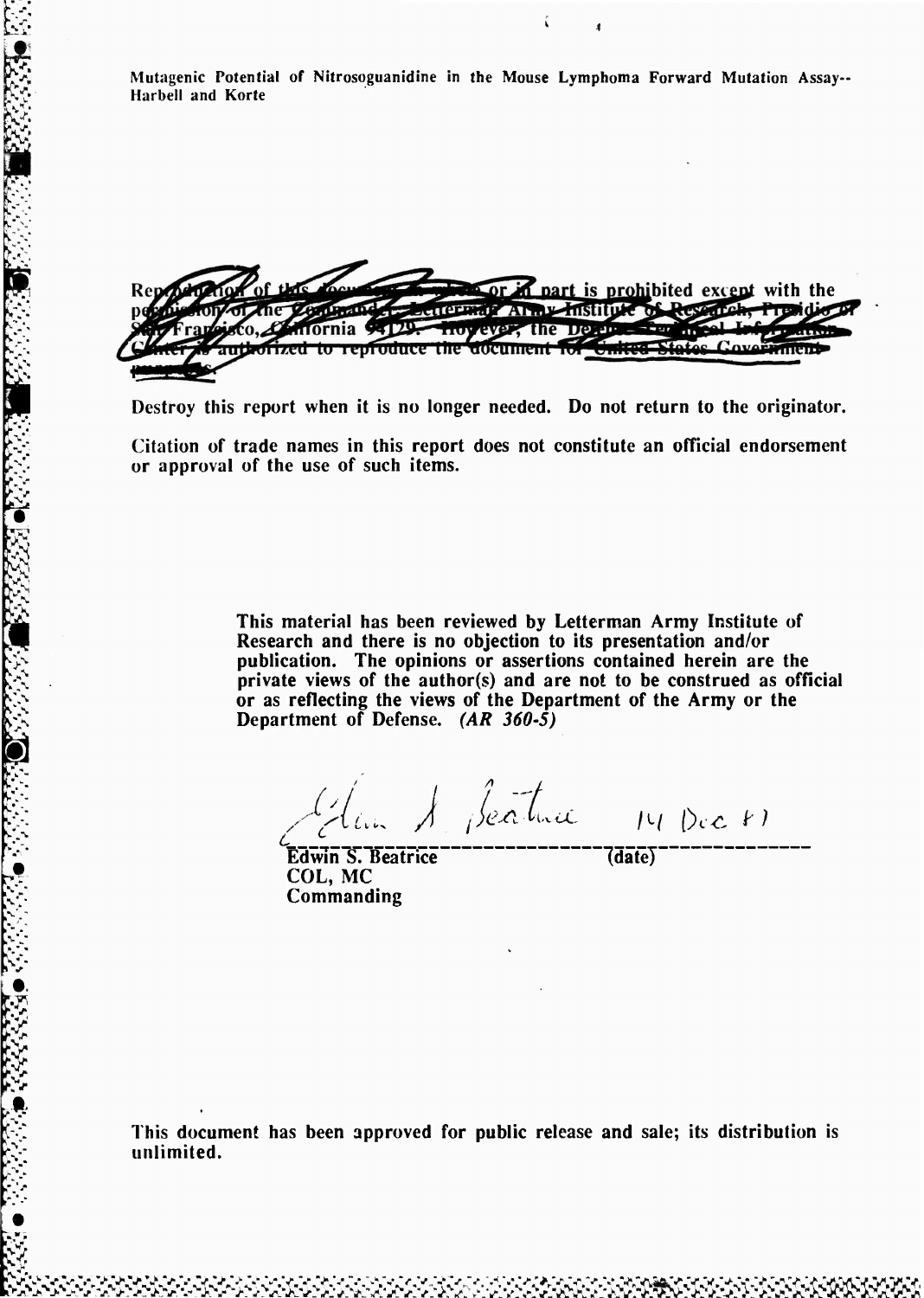Mutagenic Potential of Nitrosoguanidine in the Mouse Lymphoma Forward Mutation Assay--Harbell and Korte

~~Reproduction of this document in whole or in part is prohibited except with the permission of the Commander, Letterman Army Institute of Research, Presidio of San Francisco, California 94129. However, the Defense Technical Information Center is authorized to reproduce the document for United States Government purposes.~~

**Destroy this report when it is no longer needed. Do not return to the originator.**

**Citation of trade names in this report does not constitute an official endorsement or approval of the use of such items.**

**This material has been reviewed by Letterman Army Institute of Research and there is no objection to its presentation and/or publication. The opinions or assertions contained herein are the private views of the author(s) and are not to be construed as official or as reflecting the views of the Department of the Army or the Department of Defense.** ***(AR 360-5)***

Edwin S. Beatrice 14 Dec 81

**Edwin S. Beatrice** **(date)**
**COL, MC**
**Commanding**

**This document has been approved for public release and sale; its distribution is unlimited.**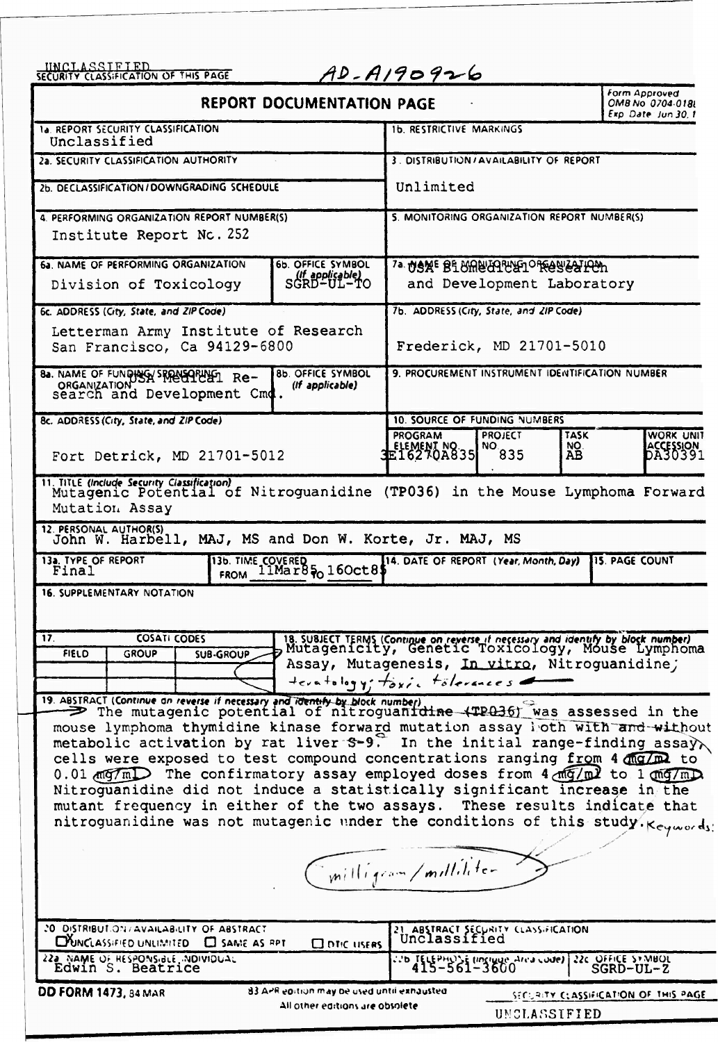UNCLASSIFIED
SECURITY CLASSIFICATION OF THIS PAGE

AD-A190926

# REPORT DOCUMENTATION PAGE

Form Approved
OMB No 0704-0188
Exp Date Jun 30, 1

| Field | Entry |
|---|---|
| 1a. REPORT SECURITY CLASSIFICATION | Unclassified |
| 1b. RESTRICTIVE MARKINGS | |
| 2a. SECURITY CLASSIFICATION AUTHORITY | |
| 2b. DECLASSIFICATION/DOWNGRADING SCHEDULE | |
| 3. DISTRIBUTION/AVAILABILITY OF REPORT | Unlimited |
| 4. PERFORMING ORGANIZATION REPORT NUMBER(S) | Institute Report No. 252 |
| 5. MONITORING ORGANIZATION REPORT NUMBER(S) | |
| 6a. NAME OF PERFORMING ORGANIZATION | Division of Toxicology |
| 6b. OFFICE SYMBOL (If applicable) | SGRD-UL-TO |
| 7a. NAME OF MONITORING ORGANIZATION | USA Biomedical Research and Development Laboratory |
| 6c. ADDRESS (City, State, and ZIP Code) | Letterman Army Institute of Research, San Francisco, Ca 94129-6800 |
| 7b. ADDRESS (City, State, and ZIP Code) | Frederick, MD 21701-5010 |
| 8a. NAME OF FUNDING/SPONSORING ORGANIZATION | USA Medical Research and Development Cmd. |
| 8b. OFFICE SYMBOL (If applicable) | |
| 9. PROCUREMENT INSTRUMENT IDENTIFICATION NUMBER | |
| 8c. ADDRESS (City, State, and ZIP Code) | Fort Detrick, MD 21701-5012 |

10. SOURCE OF FUNDING NUMBERS

| PROGRAM ELEMENT NO. | PROJECT NO. | TASK NO. | WORK UNIT ACCESSION NO. |
|---|---|---|---|
| 3E162770A835 | 835 | AB | DA303911 |

11. TITLE (Include Security Classification)
Mutagenic Potential of Nitroguanidine (TP036) in the Mouse Lymphoma Forward Mutation Assay

12. PERSONAL AUTHOR(S)
John W. Harbell, MAJ, MS and Don W. Korte, Jr. MAJ, MS

| 13a. TYPE OF REPORT | 13b. TIME COVERED | 14. DATE OF REPORT (Year, Month, Day) | 15. PAGE COUNT |
|---|---|---|---|
| Final | FROM 11Mar85 TO 16Oct85 | | |

16. SUPPLEMENTARY NOTATION

| 17. COSATI CODES | | |
|---|---|---|
| FIELD | GROUP | SUB-GROUP |
| | | |
| | | |

18. SUBJECT TERMS (Continue on reverse if necessary and identify by block number)
Mutagenicity, Genetic Toxicology, Mouse Lymphoma Assay, Mutagenesis, *In vitro*, Nitroguanidine; teratology; toxic tolerances

19. ABSTRACT (Continue on reverse if necessary and identify by block number)
The mutagenic potential of nitroguanidine (TP036) was assessed in the mouse lymphoma thymidine kinase forward mutation assay both with and without metabolic activation by rat liver S-9. In the initial range-finding assay, cells were exposed to test compound concentrations ranging from 4 mg/ml to 0.01 mg/ml. The confirmatory assay employed doses from 4 mg/ml to 1 mg/ml. Nitroguanidine did not induce a statistically significant increase in the mutant frequency in either of the two assays. These results indicate that nitroguanidine was not mutagenic under the conditions of this study. Keywords:

(milligram/milliliter)

| 20. DISTRIBUTION/AVAILABILITY OF ABSTRACT | 21. ABSTRACT SECURITY CLASSIFICATION |
|---|---|
| [X] UNCLASSIFIED/UNLIMITED [ ] SAME AS RPT [ ] DTIC USERS | Unclassified |

| 22a. NAME OF RESPONSIBLE INDIVIDUAL | 22b. TELEPHONE (Include Area Code) | 22c. OFFICE SYMBOL |
|---|---|---|
| Edwin S. Beatrice | 415-561-3600 | SGRD-UL-Z |

DD FORM 1473, 84 MAR — 83 APR edition may be used until exhausted. All other editions are obsolete.

SECURITY CLASSIFICATION OF THIS PAGE
UNCLASSIFIED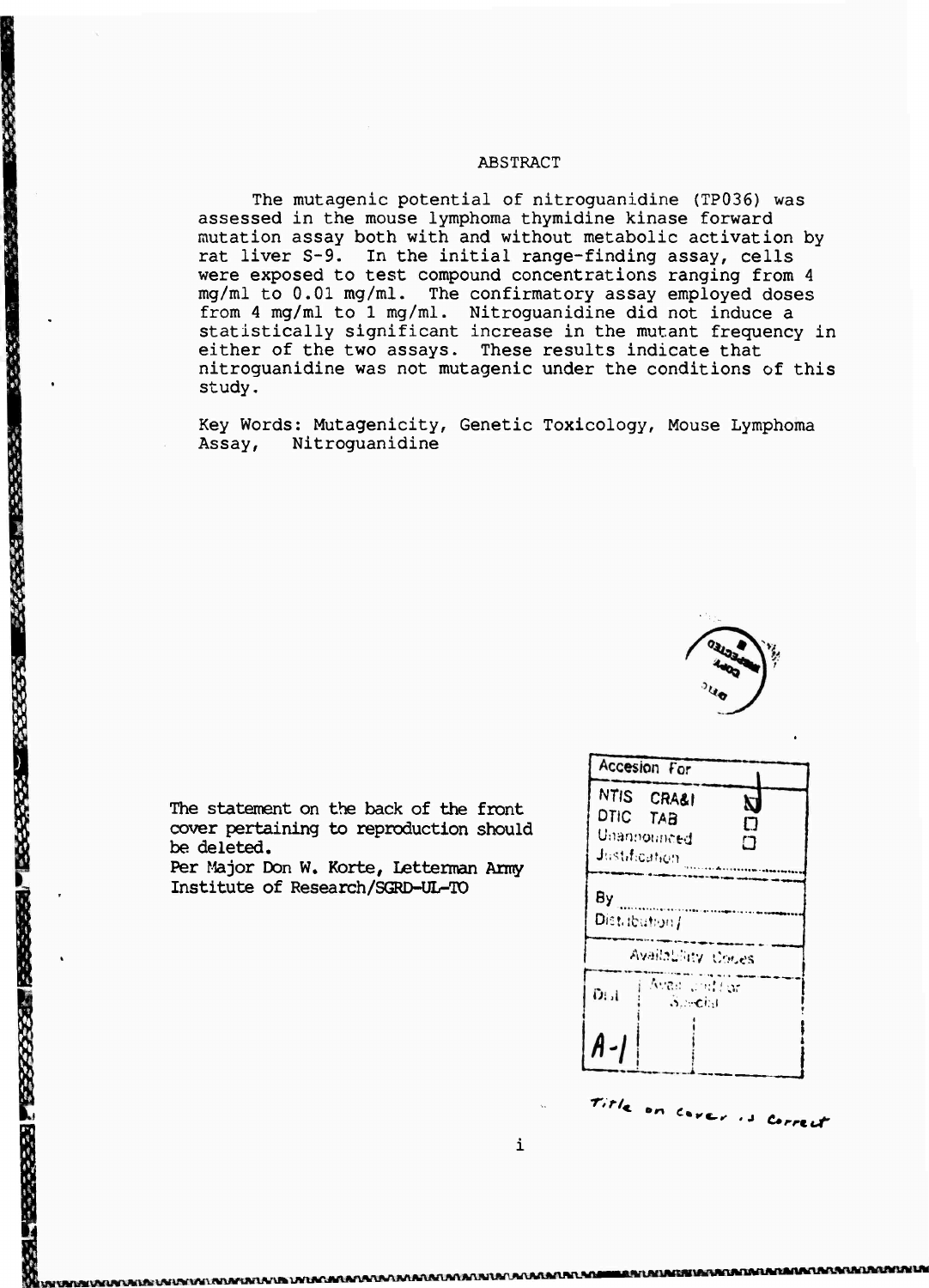## ABSTRACT

The mutagenic potential of nitroguanidine (TP036) was assessed in the mouse lymphoma thymidine kinase forward mutation assay both with and without metabolic activation by rat liver S-9. In the initial range-finding assay, cells were exposed to test compound concentrations ranging from 4 mg/ml to 0.01 mg/ml. The confirmatory assay employed doses from 4 mg/ml to 1 mg/ml. Nitroguanidine did not induce a statistically significant increase in the mutant frequency in either of the two assays. These results indicate that nitroguanidine was not mutagenic under the conditions of this study.

Key Words: Mutagenicity, Genetic Toxicology, Mouse Lymphoma Assay, Nitroguanidine

The statement on the back of the front cover pertaining to reproduction should be deleted.
Per Major Don W. Korte, Letterman Army Institute of Research/SGRD-UL-TO

| Accesion For | |
|---|---|
| NTIS CRA&I | ☑ |
| DTIC TAB | ☐ |
| Unannounced | ☐ |
| Justification | |
| By | |
| Distribution / | |
| Availability Codes | |
| Dist | Avail and / or Special |
| A-1 | |

Title on Cover is Correct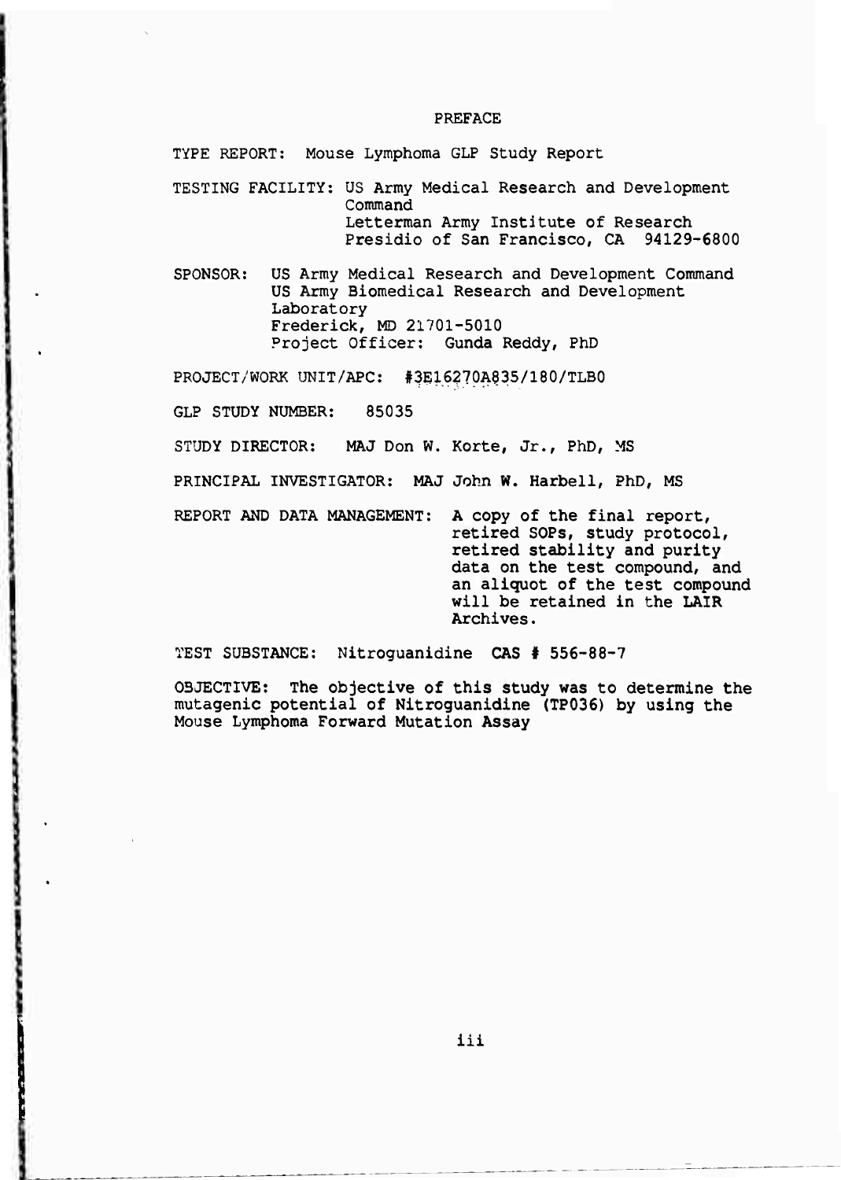# PREFACE

TYPE REPORT: Mouse Lymphoma GLP Study Report

TESTING FACILITY: US Army Medical Research and Development Command
Letterman Army Institute of Research
Presidio of San Francisco, CA 94129-6800

SPONSOR: US Army Medical Research and Development Command
US Army Biomedical Research and Development Laboratory
Frederick, MD 21701-5010
Project Officer: Gunda Reddy, PhD

PROJECT/WORK UNIT/APC: #3E16270A835/180/TLB0

GLP STUDY NUMBER: 85035

STUDY DIRECTOR: MAJ Don W. Korte, Jr., PhD, MS

PRINCIPAL INVESTIGATOR: MAJ John W. Harbell, PhD, MS

REPORT AND DATA MANAGEMENT: A copy of the final report, retired SOPs, study protocol, retired stability and purity data on the test compound, and an aliquot of the test compound will be retained in the LAIR Archives.

TEST SUBSTANCE: Nitroguanidine CAS # 556-88-7

OBJECTIVE: The objective of this study was to determine the mutagenic potential of Nitroguanidine (TP036) by using the Mouse Lymphoma Forward Mutation Assay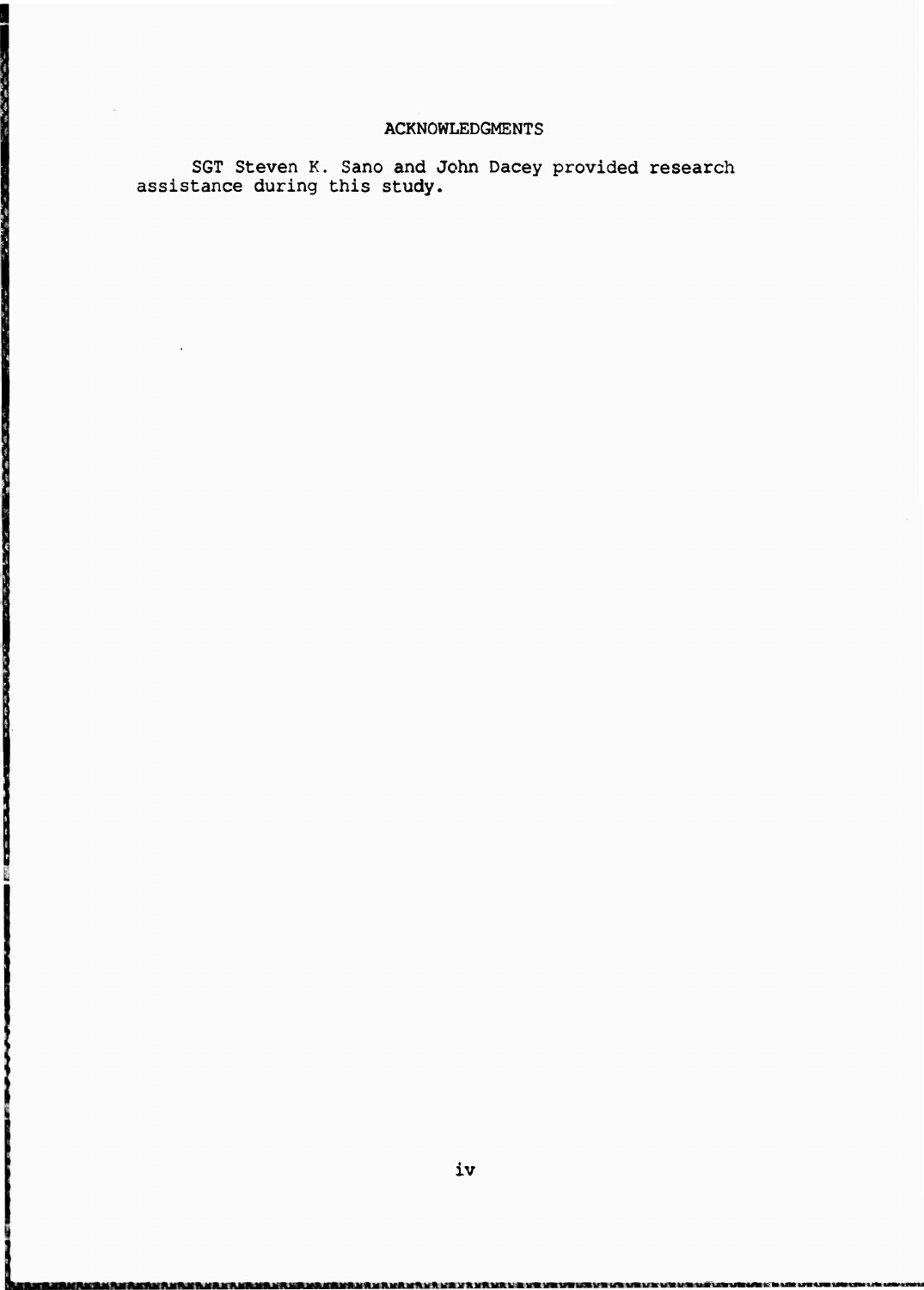# ACKNOWLEDGMENTS

SGT Steven K. Sano and John Dacey provided research assistance during this study.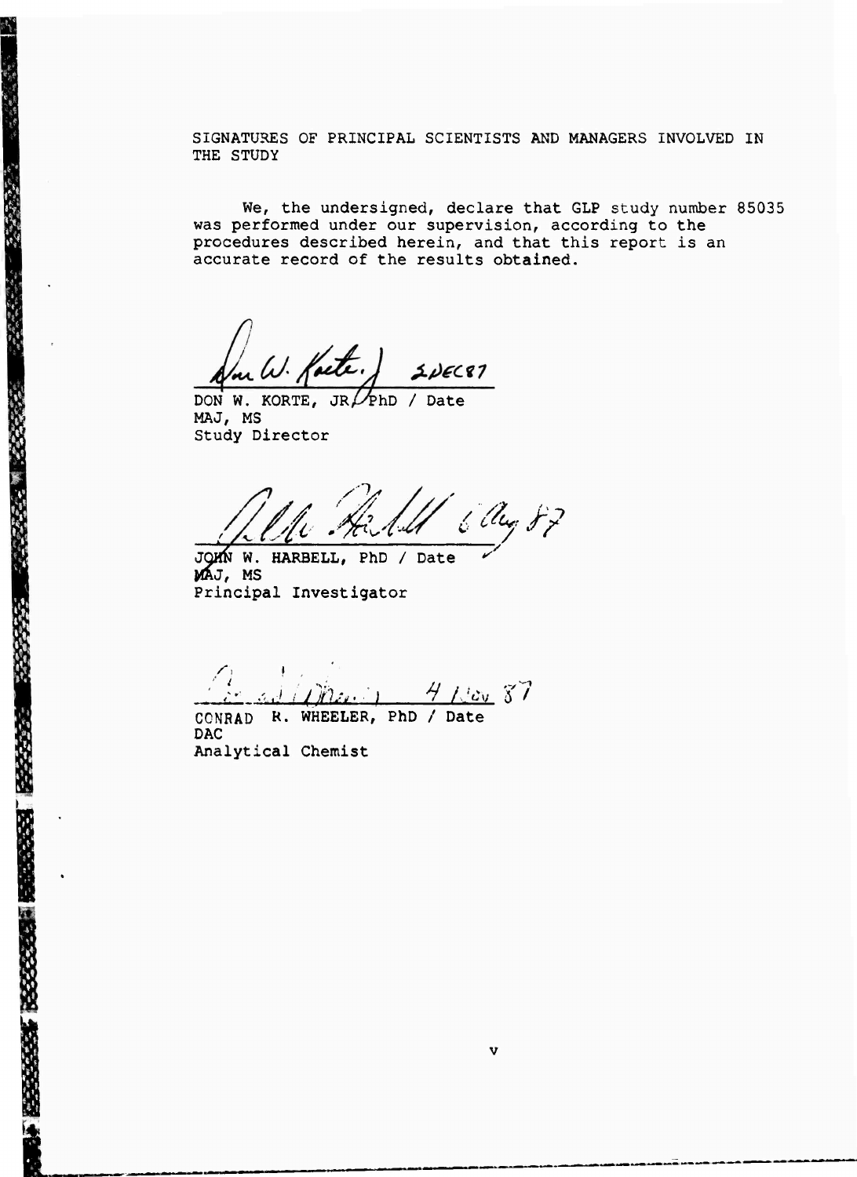SIGNATURES OF PRINCIPAL SCIENTISTS AND MANAGERS INVOLVED IN THE STUDY

We, the undersigned, declare that GLP study number 85035 was performed under our supervision, according to the procedures described herein, and that this report is an accurate record of the results obtained.

2 DEC 87

DON W. KORTE, JR, PhD / Date
MAJ, MS
Study Director

6 Aug 87

JOHN W. HARBELL, PhD / Date
MAJ, MS
Principal Investigator

4 Nov 87

CONRAD R. WHEELER, PhD / Date
DAC
Analytical Chemist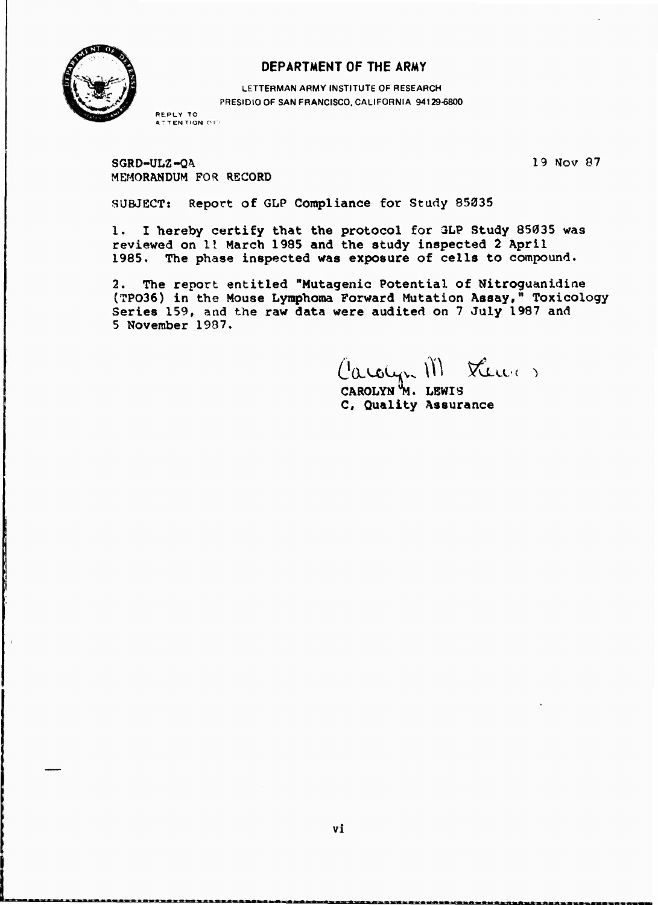# DEPARTMENT OF THE ARMY

LETTERMAN ARMY INSTITUTE OF RESEARCH
PRESIDIO OF SAN FRANCISCO, CALIFORNIA 94129-6800

REPLY TO
ATTENTION OF:

SGRD-ULZ-QA
MEMORANDUM FOR RECORD

19 Nov 87

SUBJECT: Report of GLP Compliance for Study 85035

1. I hereby certify that the protocol for GLP Study 85035 was reviewed on 11 March 1985 and the study inspected 2 April 1985. The phase inspected was exposure of cells to compound.

2. The report entitled "Mutagenic Potential of Nitroguanidine (TPO36) in the Mouse Lymphoma Forward Mutation Assay," Toxicology Series 159, and the raw data were audited on 7 July 1987 and 5 November 1987.

Carolyn M. Lewis

CAROLYN M. LEWIS
C, Quality Assurance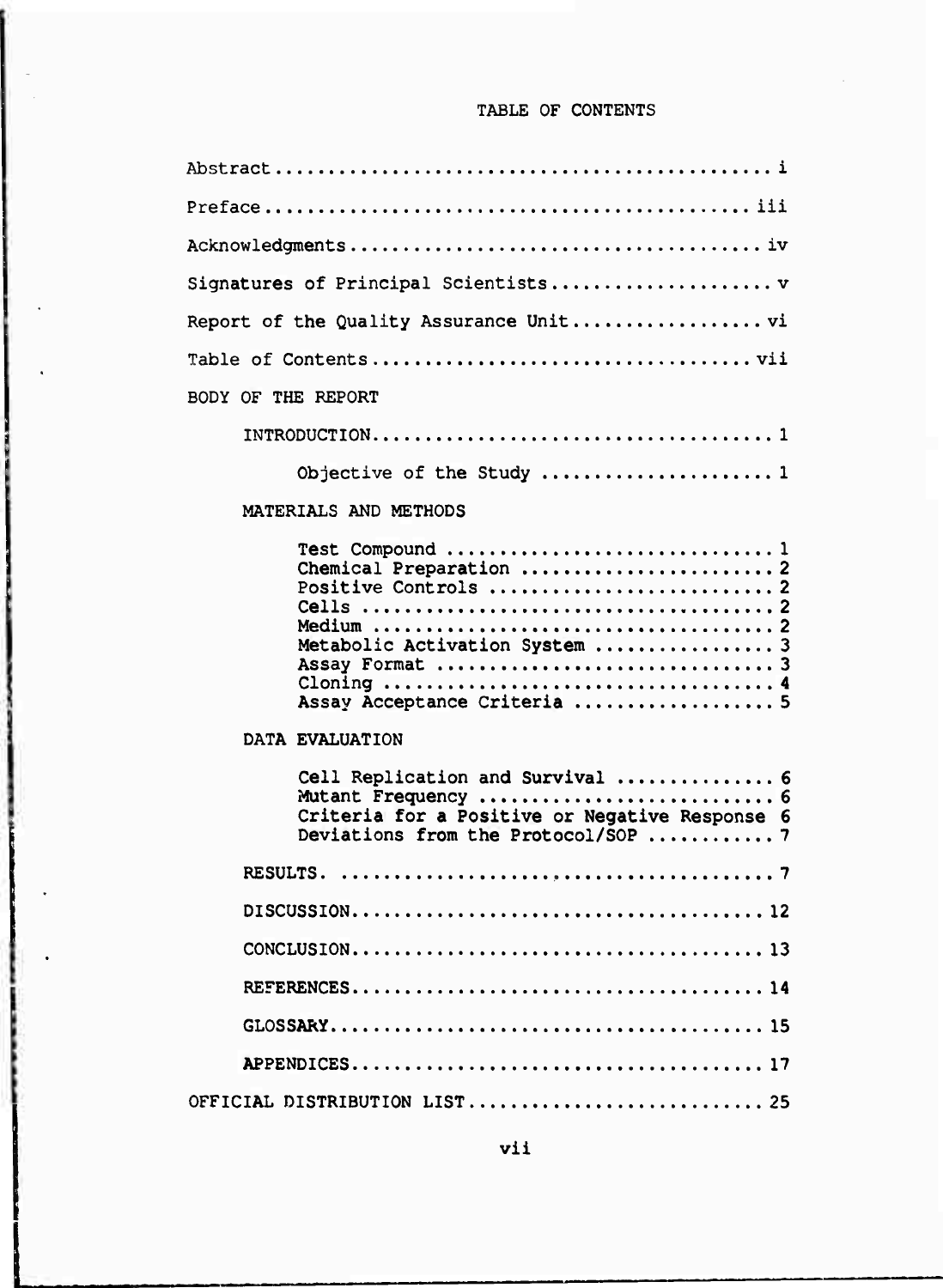# TABLE OF CONTENTS

Abstract ........................................... i

Preface ........................................... iii

Acknowledgments ........................................... iv

Signatures of Principal Scientists ........................................... v

Report of the Quality Assurance Unit ........................................... vi

Table of Contents ........................................... vii

BODY OF THE REPORT

- INTRODUCTION ........................................... 1
  - Objective of the Study ........................................... 1
- MATERIALS AND METHODS
  - Test Compound ........................................... 1
  - Chemical Preparation ........................................... 2
  - Positive Controls ........................................... 2
  - Cells ........................................... 2
  - Medium ........................................... 2
  - Metabolic Activation System ........................................... 3
  - Assay Format ........................................... 3
  - Cloning ........................................... 4
  - Assay Acceptance Criteria ........................................... 5
- DATA EVALUATION
  - Cell Replication and Survival ........................................... 6
  - Mutant Frequency ........................................... 6
  - Criteria for a Positive or Negative Response 6
  - Deviations from the Protocol/SOP ........................................... 7
- RESULTS. ........................................... 7
- DISCUSSION ........................................... 12
- CONCLUSION ........................................... 13
- REFERENCES ........................................... 14
- GLOSSARY ........................................... 15
- APPENDICES ........................................... 17

OFFICIAL DISTRIBUTION LIST ........................................... 25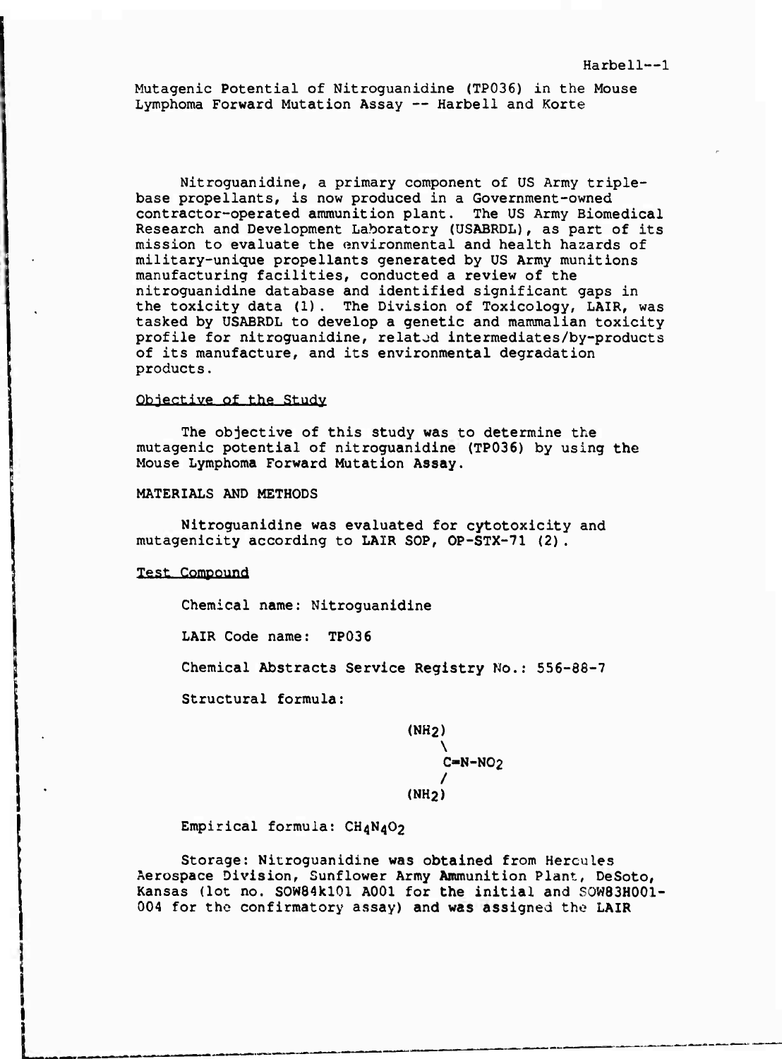Mutagenic Potential of Nitroguanidine (TP036) in the Mouse Lymphoma Forward Mutation Assay -- Harbell and Korte

Nitroguanidine, a primary component of US Army triple-base propellants, is now produced in a Government-owned contractor-operated ammunition plant. The US Army Biomedical Research and Development Laboratory (USABRDL), as part of its mission to evaluate the environmental and health hazards of military-unique propellants generated by US Army munitions manufacturing facilities, conducted a review of the nitroguanidine database and identified significant gaps in the toxicity data (1). The Division of Toxicology, LAIR, was tasked by USABRDL to develop a genetic and mammalian toxicity profile for nitroguanidine, related intermediates/by-products of its manufacture, and its environmental degradation products.

## Objective of the Study

The objective of this study was to determine the mutagenic potential of nitroguanidine (TP036) by using the Mouse Lymphoma Forward Mutation Assay.

## MATERIALS AND METHODS

Nitroguanidine was evaluated for cytotoxicity and mutagenicity according to LAIR SOP, OP-STX-71 (2).

### Test Compound

Chemical name: Nitroguanidine

LAIR Code name: TP036

Chemical Abstracts Service Registry No.: 556-88-7

Structural formula:

```
(NH2)
    \
     C=N-NO2
    /
(NH2)
```

Empirical formula: $CH_4N_4O_2$

Storage: Nitroguanidine was obtained from Hercules Aerospace Division, Sunflower Army Ammunition Plant, DeSoto, Kansas (lot no. SOW84k101 A001 for the initial and SOW83H001-004 for the confirmatory assay) and was assigned the LAIR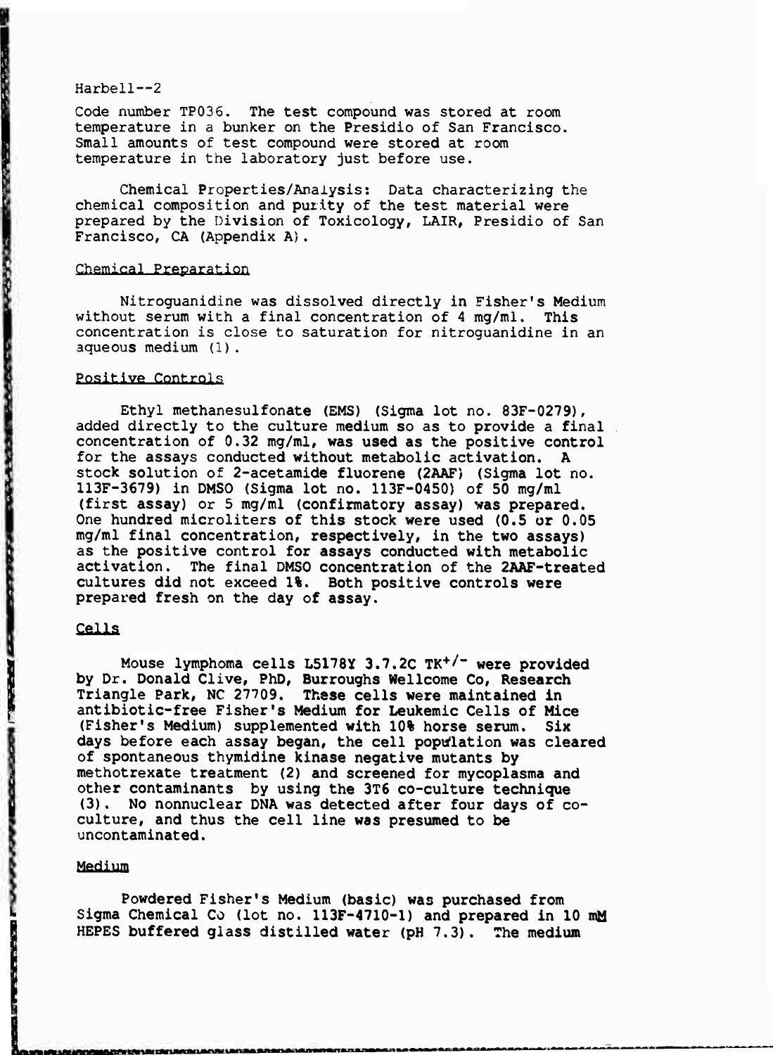Code number TP036. The test compound was stored at room temperature in a bunker on the Presidio of San Francisco. Small amounts of test compound were stored at room temperature in the laboratory just before use.

Chemical Properties/Analysis: Data characterizing the chemical composition and purity of the test material were prepared by the Division of Toxicology, LAIR, Presidio of San Francisco, CA (Appendix A).

## Chemical Preparation

Nitroguanidine was dissolved directly in Fisher's Medium without serum with a final concentration of 4 mg/ml. This concentration is close to saturation for nitroguanidine in an aqueous medium (1).

## Positive Controls

Ethyl methanesulfonate (EMS) (Sigma lot no. 83F-0279), added directly to the culture medium so as to provide a final concentration of 0.32 mg/ml, was used as the positive control for the assays conducted without metabolic activation. A stock solution of 2-acetamide fluorene (2AAF) (Sigma lot no. 113F-3679) in DMSO (Sigma lot no. 113F-0450) of 50 mg/ml (first assay) or 5 mg/ml (confirmatory assay) was prepared. One hundred microliters of this stock were used (0.5 or 0.05 mg/ml final concentration, respectively, in the two assays) as the positive control for assays conducted with metabolic activation. The final DMSO concentration of the 2AAF-treated cultures did not exceed 1%. Both positive controls were prepared fresh on the day of assay.

## Cells

Mouse lymphoma cells L5178Y 3.7.2C $TK^{+/-}$ were provided by Dr. Donald Clive, PhD, Burroughs Wellcome Co, Research Triangle Park, NC 27709. These cells were maintained in antibiotic-free Fisher's Medium for Leukemic Cells of Mice (Fisher's Medium) supplemented with 10% horse serum. Six days before each assay began, the cell population was cleared of spontaneous thymidine kinase negative mutants by methotrexate treatment (2) and screened for mycoplasma and other contaminants by using the 3T6 co-culture technique (3). No nonnuclear DNA was detected after four days of co-culture, and thus the cell line was presumed to be uncontaminated.

## Medium

Powdered Fisher's Medium (basic) was purchased from Sigma Chemical Co (lot no. 113F-4710-1) and prepared in 10 mM HEPES buffered glass distilled water (pH 7.3). The medium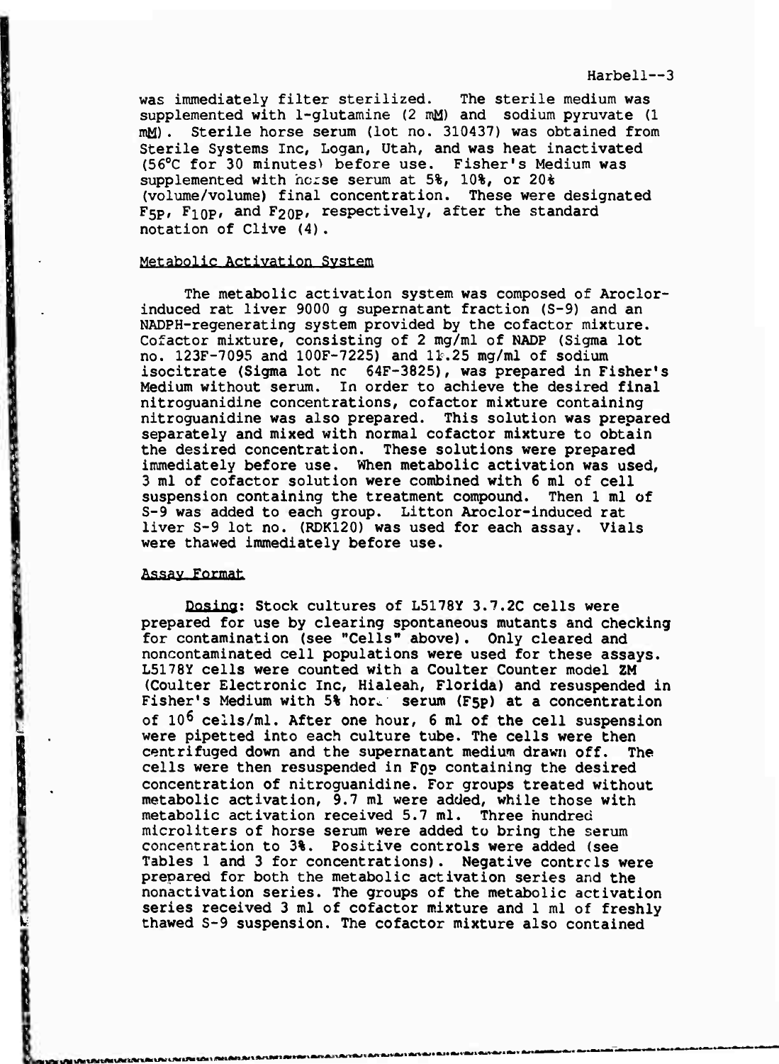was immediately filter sterilized. The sterile medium was supplemented with l-glutamine (2 mM) and sodium pyruvate (1 mM). Sterile horse serum (lot no. 310437) was obtained from Sterile Systems Inc, Logan, Utah, and was heat inactivated (56°C for 30 minutes) before use. Fisher's Medium was supplemented with horse serum at 5%, 10%, or 20% (volume/volume) final concentration. These were designated $F_{5P}$, $F_{10P}$, and $F_{20P}$, respectively, after the standard notation of Clive (4).

## Metabolic Activation System

The metabolic activation system was composed of Aroclor-induced rat liver 9000 g supernatant fraction (S-9) and an NADPH-regenerating system provided by the cofactor mixture. Cofactor mixture, consisting of 2 mg/ml of NADP (Sigma lot no. 123F-7095 and 100F-7225) and 11.25 mg/ml of sodium isocitrate (Sigma lot no 64F-3825), was prepared in Fisher's Medium without serum. In order to achieve the desired final nitroguanidine concentrations, cofactor mixture containing nitroguanidine was also prepared. This solution was prepared separately and mixed with normal cofactor mixture to obtain the desired concentration. These solutions were prepared immediately before use. When metabolic activation was used, 3 ml of cofactor solution were combined with 6 ml of cell suspension containing the treatment compound. Then 1 ml of S-9 was added to each group. Litton Aroclor-induced rat liver S-9 lot no. (RDK120) was used for each assay. Vials were thawed immediately before use.

## Assay Format

Dosing: Stock cultures of L5178Y 3.7.2C cells were prepared for use by clearing spontaneous mutants and checking for contamination (see "Cells" above). Only cleared and noncontaminated cell populations were used for these assays. L5178Y cells were counted with a Coulter Counter model ZM (Coulter Electronic Inc, Hialeah, Florida) and resuspended in Fisher's Medium with 5% horse serum ($F_{5P}$) at a concentration of $10^6$ cells/ml. After one hour, 6 ml of the cell suspension were pipetted into each culture tube. The cells were then centrifuged down and the supernatant medium drawn off. The cells were then resuspended in $F_{0P}$ containing the desired concentration of nitroguanidine. For groups treated without metabolic activation, 9.7 ml were added, while those with metabolic activation received 5.7 ml. Three hundred microliters of horse serum were added to bring the serum concentration to 3%. Positive controls were added (see Tables 1 and 3 for concentrations). Negative controls were prepared for both the metabolic activation series and the nonactivation series. The groups of the metabolic activation series received 3 ml of cofactor mixture and 1 ml of freshly thawed S-9 suspension. The cofactor mixture also contained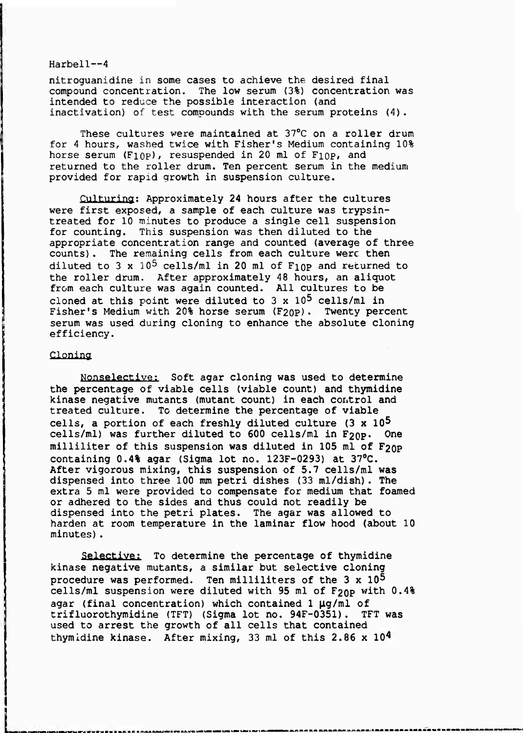nitroguanidine in some cases to achieve the desired final compound concentration. The low serum (3%) concentration was intended to reduce the possible interaction (and inactivation) of test compounds with the serum proteins (4).

These cultures were maintained at 37°C on a roller drum for 4 hours, washed twice with Fisher's Medium containing 10% horse serum ($F_{10P}$), resuspended in 20 ml of $F_{10P}$, and returned to the roller drum. Ten percent serum in the medium provided for rapid growth in suspension culture.

Culturing: Approximately 24 hours after the cultures were first exposed, a sample of each culture was trypsin-treated for 10 minutes to produce a single cell suspension for counting. This suspension was then diluted to the appropriate concentration range and counted (average of three counts). The remaining cells from each culture were then diluted to $3 \times 10^5$ cells/ml in 20 ml of $F_{10P}$ and returned to the roller drum. After approximately 48 hours, an aliquot from each culture was again counted. All cultures to be cloned at this point were diluted to $3 \times 10^5$ cells/ml in Fisher's Medium with 20% horse serum ($F_{20P}$). Twenty percent serum was used during cloning to enhance the absolute cloning efficiency.

## Cloning

Nonselective: Soft agar cloning was used to determine the percentage of viable cells (viable count) and thymidine kinase negative mutants (mutant count) in each control and treated culture. To determine the percentage of viable cells, a portion of each freshly diluted culture ($3 \times 10^5$ cells/ml) was further diluted to 600 cells/ml in $F_{20P}$. One milliliter of this suspension was diluted in 105 ml of $F_{20P}$ containing 0.4% agar (Sigma lot no. 123F-0293) at 37°C. After vigorous mixing, this suspension of 5.7 cells/ml was dispensed into three 100 mm petri dishes (33 ml/dish). The extra 5 ml were provided to compensate for medium that foamed or adhered to the sides and thus could not readily be dispensed into the petri plates. The agar was allowed to harden at room temperature in the laminar flow hood (about 10 minutes).

Selective: To determine the percentage of thymidine kinase negative mutants, a similar but selective cloning procedure was performed. Ten milliliters of the $3 \times 10^5$ cells/ml suspension were diluted with 95 ml of $F_{20P}$ with 0.4% agar (final concentration) which contained 1 µg/ml of trifluorothymidine (TFT) (Sigma lot no. 94F-0351). TFT was used to arrest the growth of all cells that contained thymidine kinase. After mixing, 33 ml of this $2.86 \times 10^4$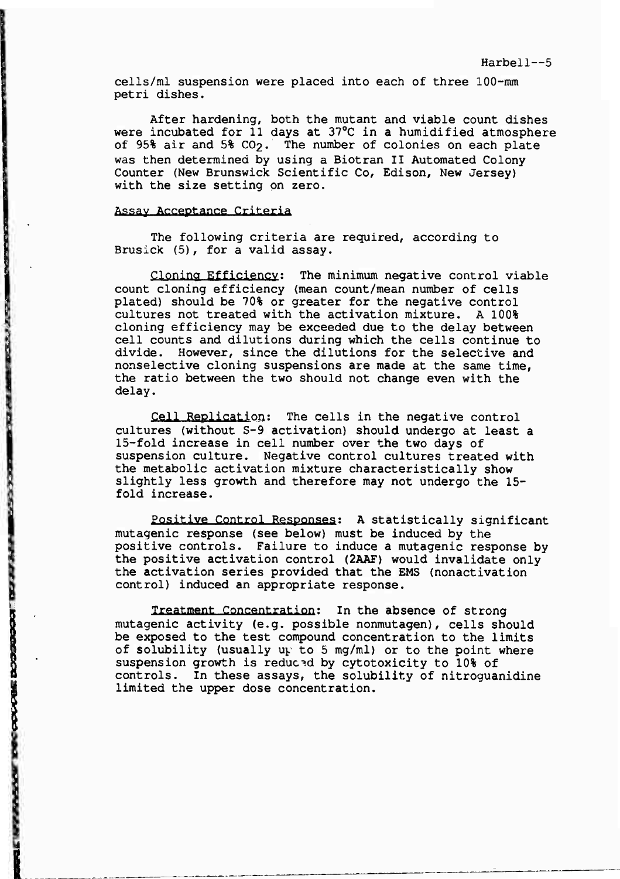cells/ml suspension were placed into each of three 100-mm petri dishes.

After hardening, both the mutant and viable count dishes were incubated for 11 days at 37°C in a humidified atmosphere of 95% air and 5% $CO_2$. The number of colonies on each plate was then determined by using a Biotran II Automated Colony Counter (New Brunswick Scientific Co, Edison, New Jersey) with the size setting on zero.

### Assay Acceptance Criteria

The following criteria are required, according to Brusick (5), for a valid assay.

Cloning Efficiency: The minimum negative control viable count cloning efficiency (mean count/mean number of cells plated) should be 70% or greater for the negative control cultures not treated with the activation mixture. A 100% cloning efficiency may be exceeded due to the delay between cell counts and dilutions during which the cells continue to divide. However, since the dilutions for the selective and nonselective cloning suspensions are made at the same time, the ratio between the two should not change even with the delay.

Cell Replication: The cells in the negative control cultures (without S-9 activation) should undergo at least a 15-fold increase in cell number over the two days of suspension culture. Negative control cultures treated with the metabolic activation mixture characteristically show slightly less growth and therefore may not undergo the 15-fold increase.

Positive Control Responses: A statistically significant mutagenic response (see below) must be induced by the positive controls. Failure to induce a mutagenic response by the positive activation control (2AAF) would invalidate only the activation series provided that the EMS (nonactivation control) induced an appropriate response.

Treatment Concentration: In the absence of strong mutagenic activity (e.g. possible nonmutagen), cells should be exposed to the test compound concentration to the limits of solubility (usually up to 5 mg/ml) or to the point where suspension growth is reduced by cytotoxicity to 10% of controls. In these assays, the solubility of nitroguanidine limited the upper dose concentration.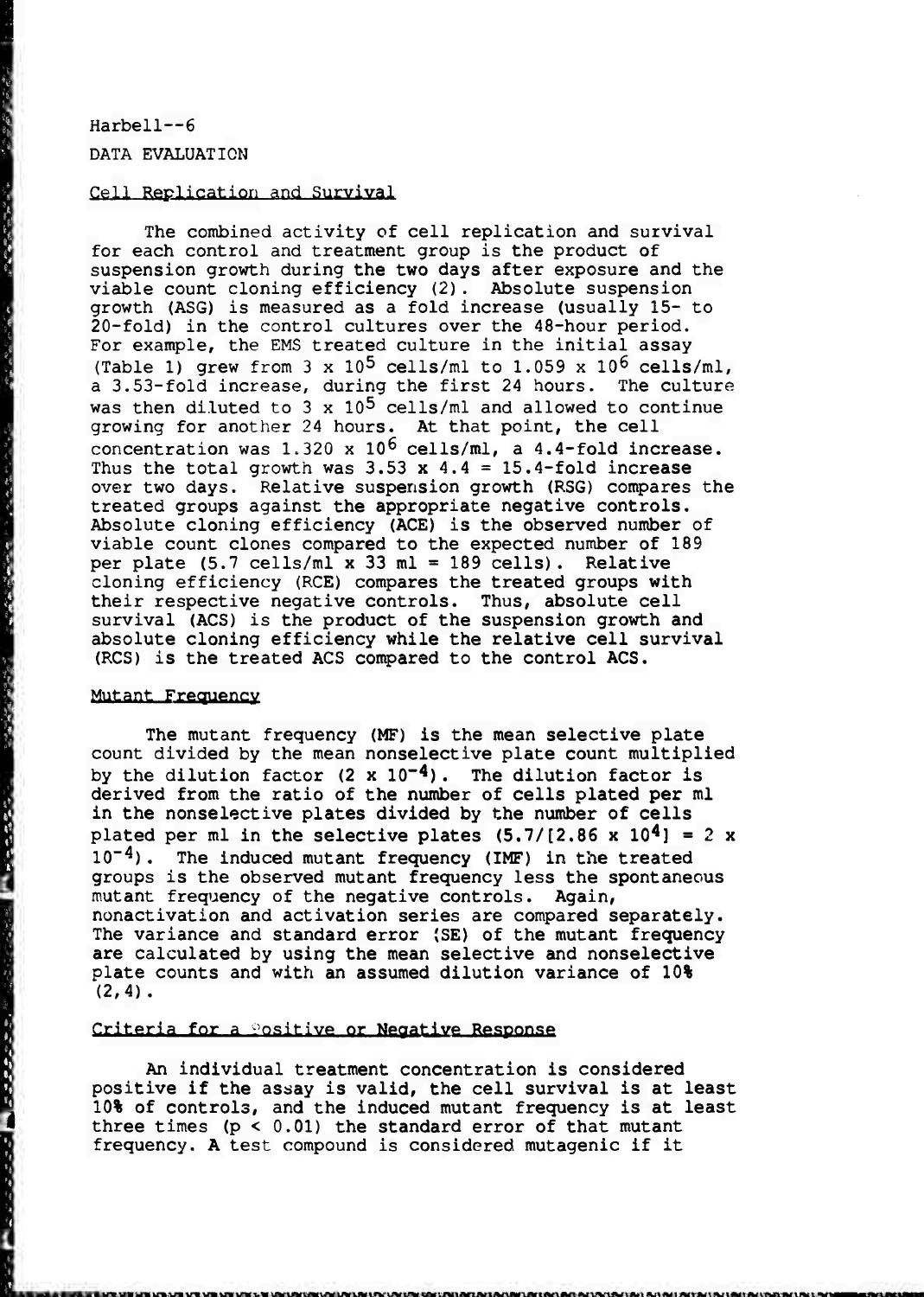## DATA EVALUATION

### Cell Replication and Survival

The combined activity of cell replication and survival for each control and treatment group is the product of suspension growth during the two days after exposure and the viable count cloning efficiency (2). Absolute suspension growth (ASG) is measured as a fold increase (usually 15- to 20-fold) in the control cultures over the 48-hour period. For example, the EMS treated culture in the initial assay (Table 1) grew from $3 \times 10^5$ cells/ml to $1.059 \times 10^6$ cells/ml, a 3.53-fold increase, during the first 24 hours. The culture was then diluted to $3 \times 10^5$ cells/ml and allowed to continue growing for another 24 hours. At that point, the cell concentration was $1.320 \times 10^6$ cells/ml, a 4.4-fold increase. Thus the total growth was $3.53 \times 4.4 = 15.4$-fold increase over two days. Relative suspension growth (RSG) compares the treated groups against the appropriate negative controls. Absolute cloning efficiency (ACE) is the observed number of viable count clones compared to the expected number of 189 per plate (5.7 cells/ml x 33 ml = 189 cells). Relative cloning efficiency (RCE) compares the treated groups with their respective negative controls. Thus, absolute cell survival (ACS) is the product of the suspension growth and absolute cloning efficiency while the relative cell survival (RCS) is the treated ACS compared to the control ACS.

### Mutant Frequency

The mutant frequency (MF) is the mean selective plate count divided by the mean nonselective plate count multiplied by the dilution factor ($2 \times 10^{-4}$). The dilution factor is derived from the ratio of the number of cells plated per ml in the nonselective plates divided by the number of cells plated per ml in the selective plates ($5.7/[2.86 \times 10^4] = 2 \times 10^{-4}$). The induced mutant frequency (IMF) in the treated groups is the observed mutant frequency less the spontaneous mutant frequency of the negative controls. Again, nonactivation and activation series are compared separately. The variance and standard error (SE) of the mutant frequency are calculated by using the mean selective and nonselective plate counts and with an assumed dilution variance of 10% (2,4).

### Criteria for a Positive or Negative Response

An individual treatment concentration is considered positive if the assay is valid, the cell survival is at least 10% of controls, and the induced mutant frequency is at least three times ($p < 0.01$) the standard error of that mutant frequency. A test compound is considered mutagenic if it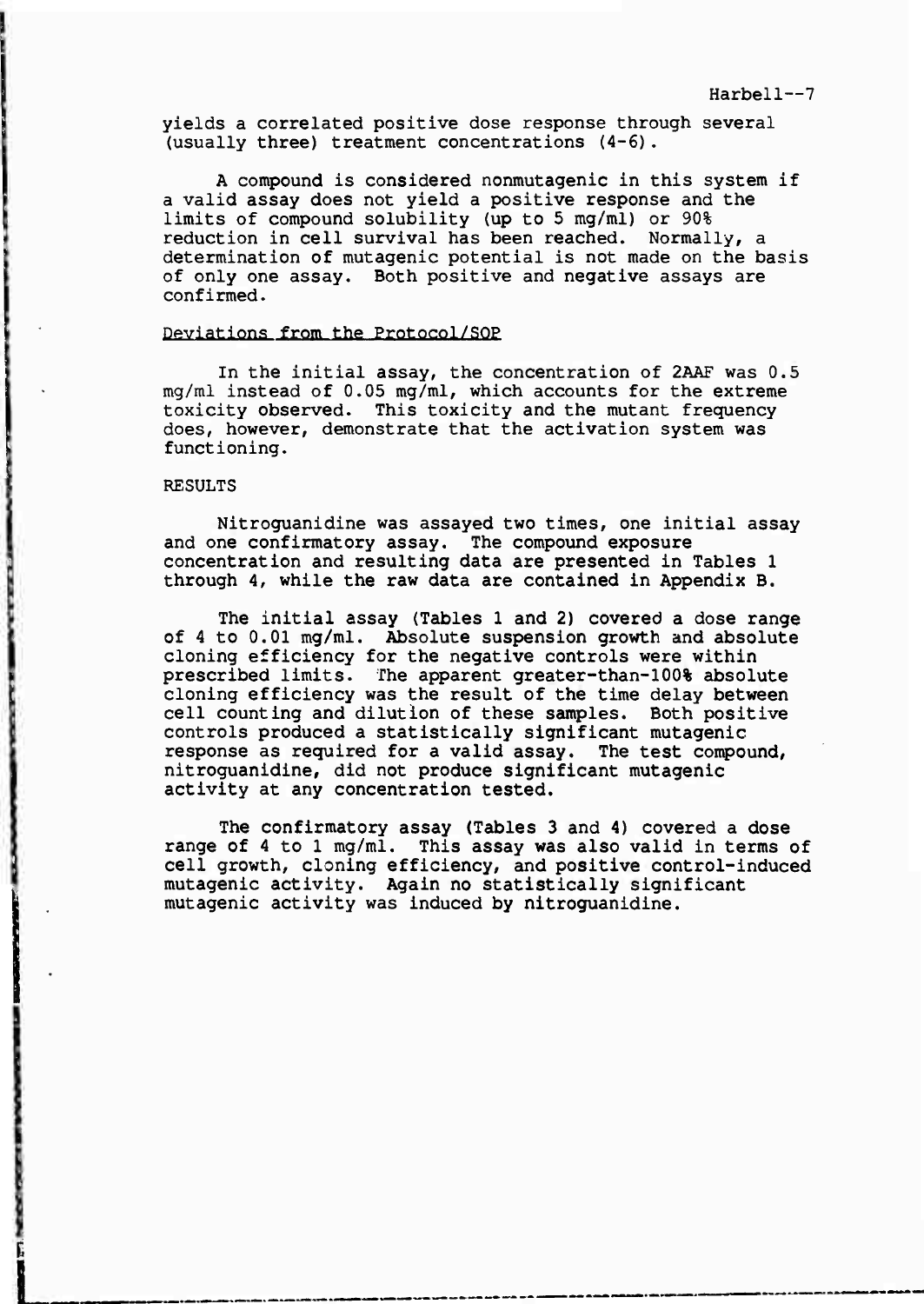yields a correlated positive dose response through several (usually three) treatment concentrations (4-6).

A compound is considered nonmutagenic in this system if a valid assay does not yield a positive response and the limits of compound solubility (up to 5 mg/ml) or 90% reduction in cell survival has been reached. Normally, a determination of mutagenic potential is not made on the basis of only one assay. Both positive and negative assays are confirmed.

### Deviations from the Protocol/SOP

In the initial assay, the concentration of 2AAF was 0.5 mg/ml instead of 0.05 mg/ml, which accounts for the extreme toxicity observed. This toxicity and the mutant frequency does, however, demonstrate that the activation system was functioning.

## RESULTS

Nitroguanidine was assayed two times, one initial assay and one confirmatory assay. The compound exposure concentration and resulting data are presented in Tables 1 through 4, while the raw data are contained in Appendix B.

The initial assay (Tables 1 and 2) covered a dose range of 4 to 0.01 mg/ml. Absolute suspension growth and absolute cloning efficiency for the negative controls were within prescribed limits. The apparent greater-than-100% absolute cloning efficiency was the result of the time delay between cell counting and dilution of these samples. Both positive controls produced a statistically significant mutagenic response as required for a valid assay. The test compound, nitroguanidine, did not produce significant mutagenic activity at any concentration tested.

The confirmatory assay (Tables 3 and 4) covered a dose range of 4 to 1 mg/ml. This assay was also valid in terms of cell growth, cloning efficiency, and positive control-induced mutagenic activity. Again no statistically significant mutagenic activity was induced by nitroguanidine.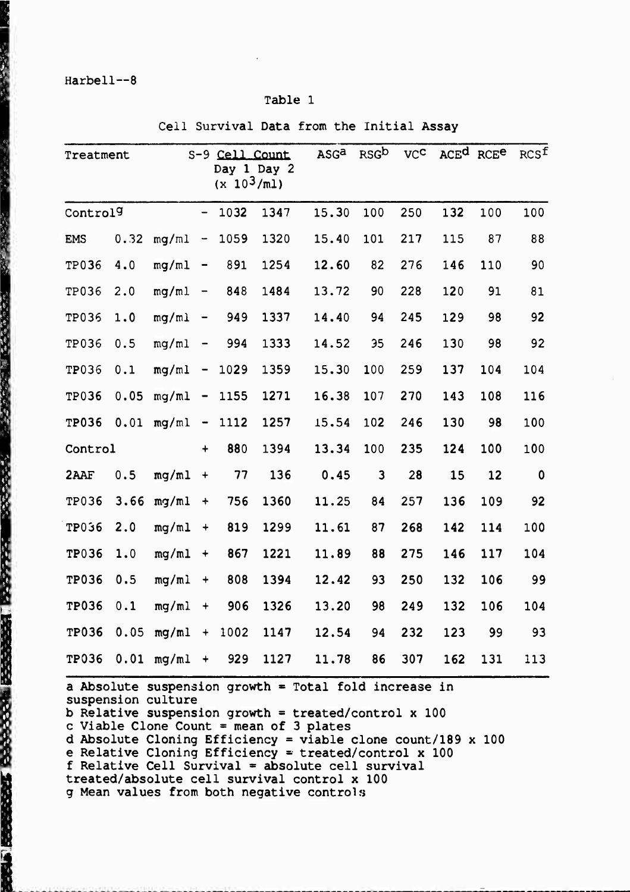Table 1

Cell Survival Data from the Initial Assay

| Treatment | | | S-9 | Cell Count Day 1 ($x 10^3$/ml) | Cell Count Day 2 ($x 10^3$/ml) | ASG[a] | RSG[b] | VC[c] | ACE[d] | RCE[e] | RCS[f] |
|---|---|---|---|---|---|---|---|---|---|---|---|
| Control[g] | | | - | 1032 | 1347 | 15.30 | 100 | 250 | 132 | 100 | 100 |
| EMS | 0.32 | mg/ml | - | 1059 | 1320 | 15.40 | 101 | 217 | 115 | 87 | 88 |
| TP036 | 4.0 | mg/ml | - | 891 | 1254 | 12.60 | 82 | 276 | 146 | 110 | 90 |
| TP036 | 2.0 | mg/ml | - | 848 | 1484 | 13.72 | 90 | 228 | 120 | 91 | 81 |
| TP036 | 1.0 | mg/ml | - | 949 | 1337 | 14.40 | 94 | 245 | 129 | 98 | 92 |
| TP036 | 0.5 | mg/ml | - | 994 | 1333 | 14.52 | 95 | 246 | 130 | 98 | 92 |
| TP036 | 0.1 | mg/ml | - | 1029 | 1359 | 15.30 | 100 | 259 | 137 | 104 | 104 |
| TP036 | 0.05 | mg/ml | - | 1155 | 1271 | 16.38 | 107 | 270 | 143 | 108 | 116 |
| TP036 | 0.01 | mg/ml | - | 1112 | 1257 | 15.54 | 102 | 246 | 130 | 98 | 100 |
| Control | | | + | 880 | 1394 | 13.34 | 100 | 235 | 124 | 100 | 100 |
| 2AAF | 0.5 | mg/ml | + | 77 | 136 | 0.45 | 3 | 28 | 15 | 12 | 0 |
| TP036 | 3.66 | mg/ml | + | 756 | 1360 | 11.25 | 84 | 257 | 136 | 109 | 92 |
| TP036 | 2.0 | mg/ml | + | 819 | 1299 | 11.61 | 87 | 268 | 142 | 114 | 100 |
| TP036 | 1.0 | mg/ml | + | 867 | 1221 | 11.89 | 88 | 275 | 146 | 117 | 104 |
| TP036 | 0.5 | mg/ml | + | 808 | 1394 | 12.42 | 93 | 250 | 132 | 106 | 99 |
| TP036 | 0.1 | mg/ml | + | 906 | 1326 | 13.20 | 98 | 249 | 132 | 106 | 104 |
| TP036 | 0.05 | mg/ml | + | 1002 | 1147 | 12.54 | 94 | 232 | 123 | 99 | 93 |
| TP036 | 0.01 | mg/ml | + | 929 | 1127 | 11.78 | 86 | 307 | 162 | 131 | 113 |

a Absolute suspension growth = Total fold increase in suspension culture
b Relative suspension growth = treated/control x 100
c Viable Clone Count = mean of 3 plates
d Absolute Cloning Efficiency = viable clone count/189 x 100
e Relative Cloning Efficiency = treated/control x 100
f Relative Cell Survival = absolute cell survival treated/absolute cell survival control x 100
g Mean values from both negative controls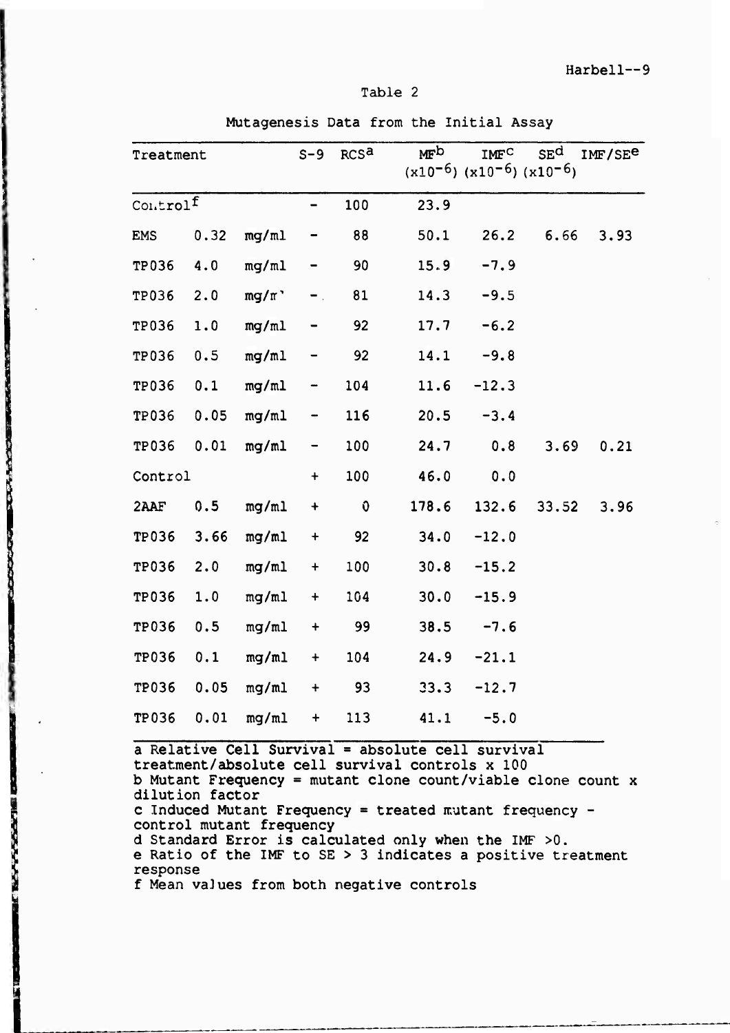Table 2

Mutagenesis Data from the Initial Assay

| Treatment | | | S-9 | RCS[a] | MF[b] ($\times 10^{-6}$) | IMF[c] ($\times 10^{-6}$) | SE[d] ($\times 10^{-6}$) | IMF/SE[e] |
|---|---|---|---|---|---|---|---|---|
| Control[f] | | | - | 100 | 23.9 | | | |
| EMS | 0.32 | mg/ml | - | 88 | 50.1 | 26.2 | 6.66 | 3.93 |
| TP036 | 4.0 | mg/ml | - | 90 | 15.9 | -7.9 | | |
| TP036 | 2.0 | mg/ml | - | 81 | 14.3 | -9.5 | | |
| TP036 | 1.0 | mg/ml | - | 92 | 17.7 | -6.2 | | |
| TP036 | 0.5 | mg/ml | - | 92 | 14.1 | -9.8 | | |
| TP036 | 0.1 | mg/ml | - | 104 | 11.6 | -12.3 | | |
| TP036 | 0.05 | mg/ml | - | 116 | 20.5 | -3.4 | | |
| TP036 | 0.01 | mg/ml | - | 100 | 24.7 | 0.8 | 3.69 | 0.21 |
| Control | | | + | 100 | 46.0 | 0.0 | | |
| 2AAF | 0.5 | mg/ml | + | 0 | 178.6 | 132.6 | 33.52 | 3.96 |
| TP036 | 3.66 | mg/ml | + | 92 | 34.0 | -12.0 | | |
| TP036 | 2.0 | mg/ml | + | 100 | 30.8 | -15.2 | | |
| TP036 | 1.0 | mg/ml | + | 104 | 30.0 | -15.9 | | |
| TP036 | 0.5 | mg/ml | + | 99 | 38.5 | -7.6 | | |
| TP036 | 0.1 | mg/ml | + | 104 | 24.9 | -21.1 | | |
| TP036 | 0.05 | mg/ml | + | 93 | 33.3 | -12.7 | | |
| TP036 | 0.01 | mg/ml | + | 113 | 41.1 | -5.0 | | |

a Relative Cell Survival = absolute cell survival treatment/absolute cell survival controls x 100
b Mutant Frequency = mutant clone count/viable clone count x dilution factor
c Induced Mutant Frequency = treated mutant frequency - control mutant frequency
d Standard Error is calculated only when the IMF >0.
e Ratio of the IMF to SE > 3 indicates a positive treatment response
f Mean values from both negative controls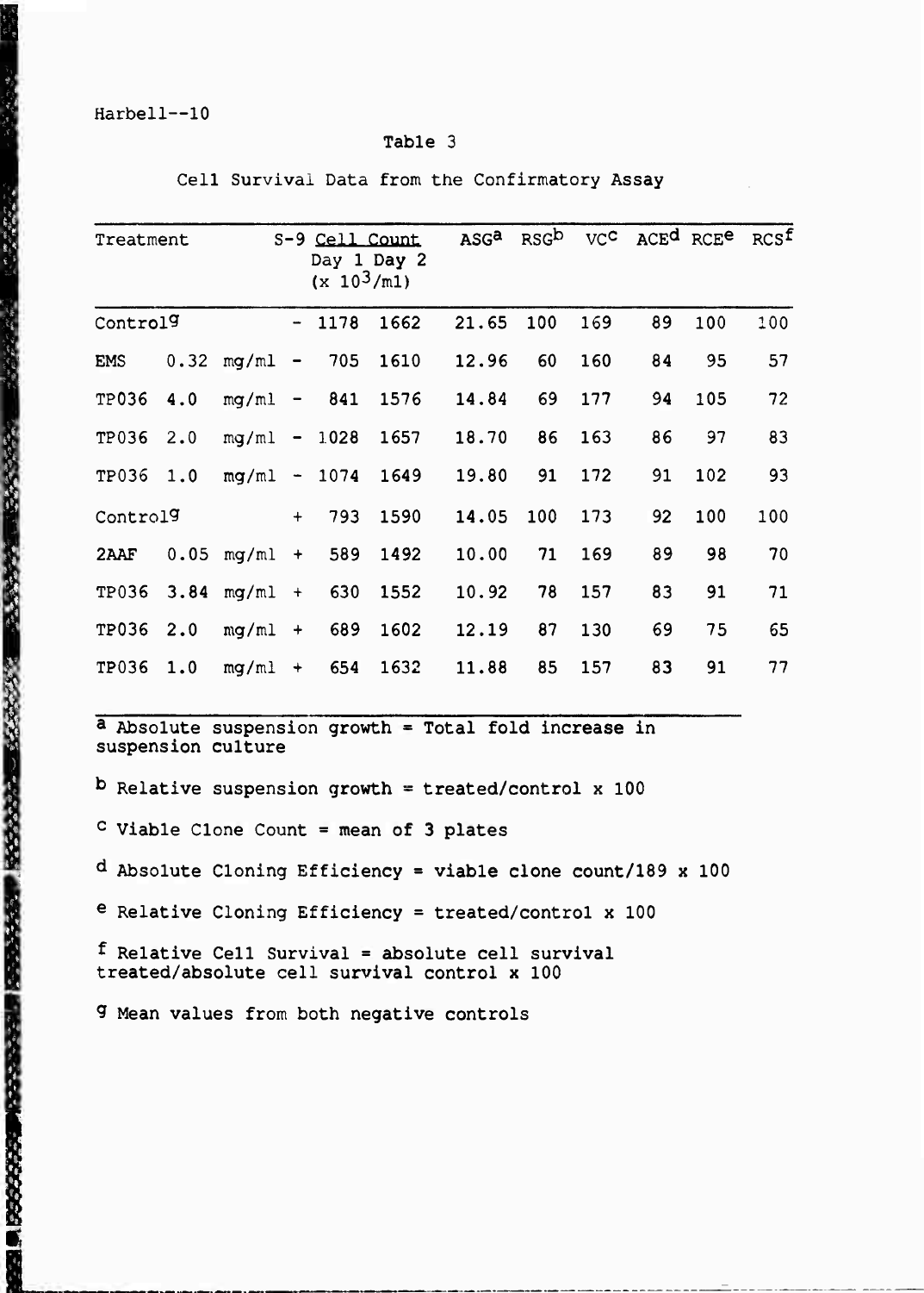Table 3

Cell Survival Data from the Confirmatory Assay

| Treatment | S-9 | Cell Count Day 1 ($\times 10^3$/ml) | Cell Count Day 2 ($\times 10^3$/ml) | ASG[a] | RSG[b] | VC[c] | ACE[d] | RCE[e] | RCS[f] |
|---|---|---|---|---|---|---|---|---|---|
| Control[g] | - | 1178 | 1662 | 21.65 | 100 | 169 | 89 | 100 | 100 |
| EMS 0.32 mg/ml | - | 705 | 1610 | 12.96 | 60 | 160 | 84 | 95 | 57 |
| TP036 4.0 mg/ml | - | 841 | 1576 | 14.84 | 69 | 177 | 94 | 105 | 72 |
| TP036 2.0 mg/ml | - | 1028 | 1657 | 18.70 | 86 | 163 | 86 | 97 | 83 |
| TP036 1.0 mg/ml | - | 1074 | 1649 | 19.80 | 91 | 172 | 91 | 102 | 93 |
| Control[g] | + | 793 | 1590 | 14.05 | 100 | 173 | 92 | 100 | 100 |
| 2AAF 0.05 mg/ml | + | 589 | 1492 | 10.00 | 71 | 169 | 89 | 98 | 70 |
| TP036 3.84 mg/ml | + | 630 | 1552 | 10.92 | 78 | 157 | 83 | 91 | 71 |
| TP036 2.0 mg/ml | + | 689 | 1602 | 12.19 | 87 | 130 | 69 | 75 | 65 |
| TP036 1.0 mg/ml | + | 654 | 1632 | 11.88 | 85 | 157 | 83 | 91 | 77 |

[a] Absolute suspension growth = Total fold increase in suspension culture

[b] Relative suspension growth = treated/control x 100

[c] Viable Clone Count = mean of 3 plates

[d] Absolute Cloning Efficiency = viable clone count/189 x 100

[e] Relative Cloning Efficiency = treated/control x 100

[f] Relative Cell Survival = absolute cell survival treated/absolute cell survival control x 100

[g] Mean values from both negative controls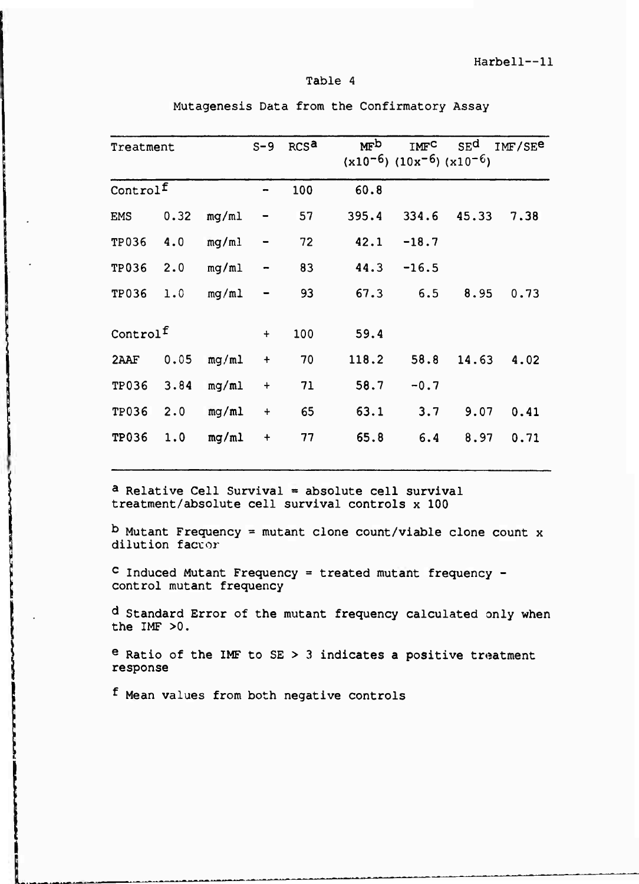## Table 4

Mutagenesis Data from the Confirmatory Assay

| Treatment | | | S-9 | RCS[a] | MF[b] ($x10^{-6}$) | IMF[c] ($10x^{-6}$) | SE[d] ($x10^{-6}$) | IMF/SE[e] |
|---|---|---|---|---|---|---|---|---|
| Control[f] | | | - | 100 | 60.8 | | | |
| EMS | 0.32 | mg/ml | - | 57 | 395.4 | 334.6 | 45.33 | 7.38 |
| TP036 | 4.0 | mg/ml | - | 72 | 42.1 | -18.7 | | |
| TP036 | 2.0 | mg/ml | - | 83 | 44.3 | -16.5 | | |
| TP036 | 1.0 | mg/ml | - | 93 | 67.3 | 6.5 | 8.95 | 0.73 |
| Control[f] | | | + | 100 | 59.4 | | | |
| 2AAF | 0.05 | mg/ml | + | 70 | 118.2 | 58.8 | 14.63 | 4.02 |
| TP036 | 3.84 | mg/ml | + | 71 | 58.7 | -0.7 | | |
| TP036 | 2.0 | mg/ml | + | 65 | 63.1 | 3.7 | 9.07 | 0.41 |
| TP036 | 1.0 | mg/ml | + | 77 | 65.8 | 6.4 | 8.97 | 0.71 |

[a] Relative Cell Survival = absolute cell survival treatment/absolute cell survival controls x 100

[b] Mutant Frequency = mutant clone count/viable clone count x dilution factor

[c] Induced Mutant Frequency = treated mutant frequency - control mutant frequency

[d] Standard Error of the mutant frequency calculated only when the IMF >0.

[e] Ratio of the IMF to SE > 3 indicates a positive treatment response

[f] Mean values from both negative controls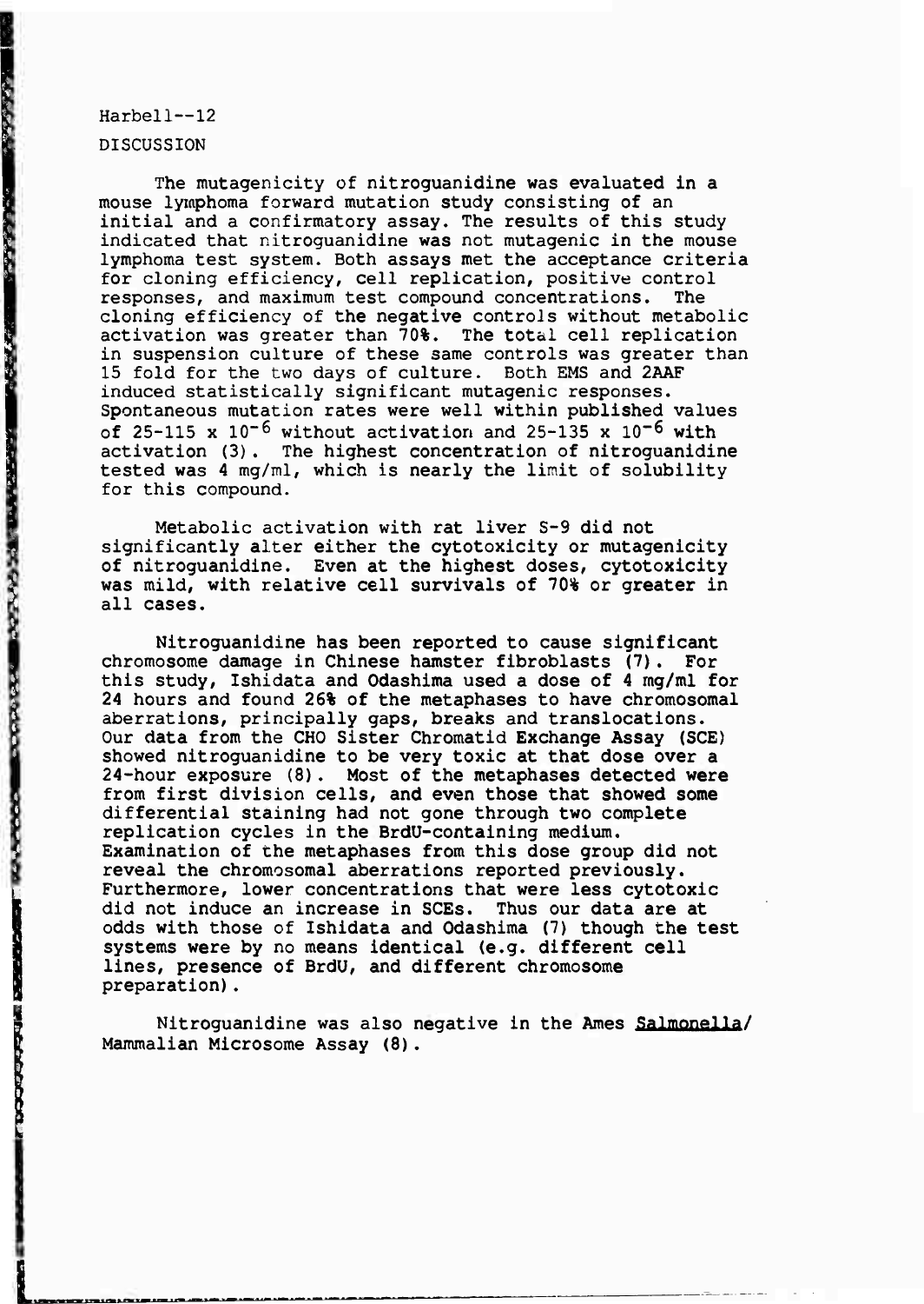## DISCUSSION

The mutagenicity of nitroguanidine was evaluated in a mouse lymphoma forward mutation study consisting of an initial and a confirmatory assay. The results of this study indicated that nitroguanidine was not mutagenic in the mouse lymphoma test system. Both assays met the acceptance criteria for cloning efficiency, cell replication, positive control responses, and maximum test compound concentrations. The cloning efficiency of the negative controls without metabolic activation was greater than 70%. The total cell replication in suspension culture of these same controls was greater than 15 fold for the two days of culture. Both EMS and 2AAF induced statistically significant mutagenic responses. Spontaneous mutation rates were well within published values of 25-115 x $10^{-6}$ without activation and 25-135 x $10^{-6}$ with activation (3). The highest concentration of nitroguanidine tested was 4 mg/ml, which is nearly the limit of solubility for this compound.

Metabolic activation with rat liver S-9 did not significantly alter either the cytotoxicity or mutagenicity of nitroguanidine. Even at the highest doses, cytotoxicity was mild, with relative cell survivals of 70% or greater in all cases.

Nitroguanidine has been reported to cause significant chromosome damage in Chinese hamster fibroblasts (7). For this study, Ishidata and Odashima used a dose of 4 mg/ml for 24 hours and found 26% of the metaphases to have chromosomal aberrations, principally gaps, breaks and translocations. Our data from the CHO Sister Chromatid Exchange Assay (SCE) showed nitroguanidine to be very toxic at that dose over a 24-hour exposure (8). Most of the metaphases detected were from first division cells, and even those that showed some differential staining had not gone through two complete replication cycles in the BrdU-containing medium. Examination of the metaphases from this dose group did not reveal the chromosomal aberrations reported previously. Furthermore, lower concentrations that were less cytotoxic did not induce an increase in SCEs. Thus our data are at odds with those of Ishidata and Odashima (7) though the test systems were by no means identical (e.g. different cell lines, presence of BrdU, and different chromosome preparation).

Nitroguanidine was also negative in the Ames *Salmonella*/ Mammalian Microsome Assay (8).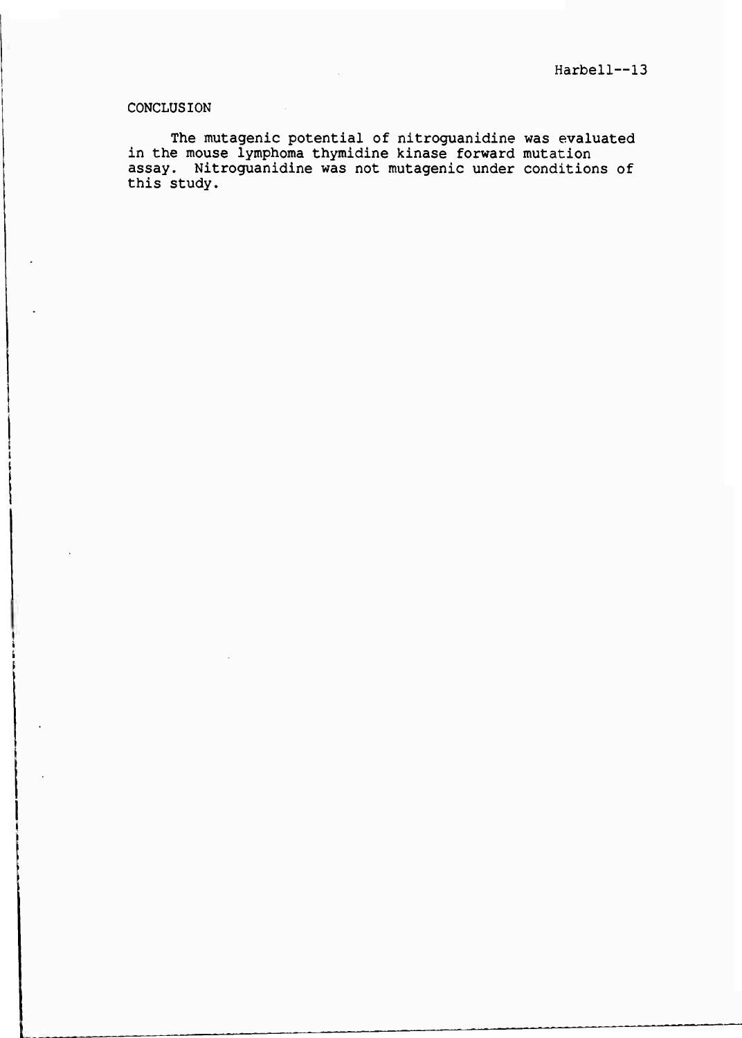## CONCLUSION

The mutagenic potential of nitroguanidine was evaluated in the mouse lymphoma thymidine kinase forward mutation assay. Nitroguanidine was not mutagenic under conditions of this study.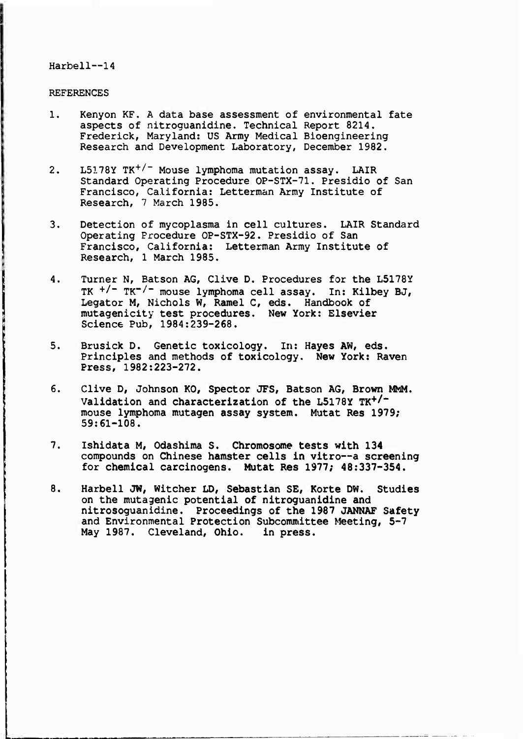## REFERENCES

1. Kenyon KF. A data base assessment of environmental fate aspects of nitroguanidine. Technical Report 8214. Frederick, Maryland: US Army Medical Bioengineering Research and Development Laboratory, December 1982.

2. L5178Y $TK^{+/-}$ Mouse lymphoma mutation assay. LAIR Standard Operating Procedure OP-STX-71. Presidio of San Francisco, California: Letterman Army Institute of Research, 7 March 1985.

3. Detection of mycoplasma in cell cultures. LAIR Standard Operating Procedure OP-STX-92. Presidio of San Francisco, California: Letterman Army Institute of Research, 1 March 1985.

4. Turner N, Batson AG, Clive D. Procedures for the L5178Y $TK^{+/-}$ $TK^{-/-}$ mouse lymphoma cell assay. In: Kilbey BJ, Legator M, Nichols W, Ramel C, eds. Handbook of mutagenicity test procedures. New York: Elsevier Science Pub, 1984:239-268.

5. Brusick D. Genetic toxicology. In: Hayes AW, eds. Principles and methods of toxicology. New York: Raven Press, 1982:223-272.

6. Clive D, Johnson KO, Spector JFS, Batson AG, Brown MMM. Validation and characterization of the L5178Y $TK^{+/-}$ mouse lymphoma mutagen assay system. Mutat Res 1979; 59:61-108.

7. Ishidata M, Odashima S. Chromosome tests with 134 compounds on Chinese hamster cells in vitro--a screening for chemical carcinogens. Mutat Res 1977; 48:337-354.

8. Harbell JW, Witcher LD, Sebastian SE, Korte DW. Studies on the mutagenic potential of nitroguanidine and nitrosoguanidine. Proceedings of the 1987 JANNAF Safety and Environmental Protection Subcommittee Meeting, 5-7 May 1987. Cleveland, Ohio. in press.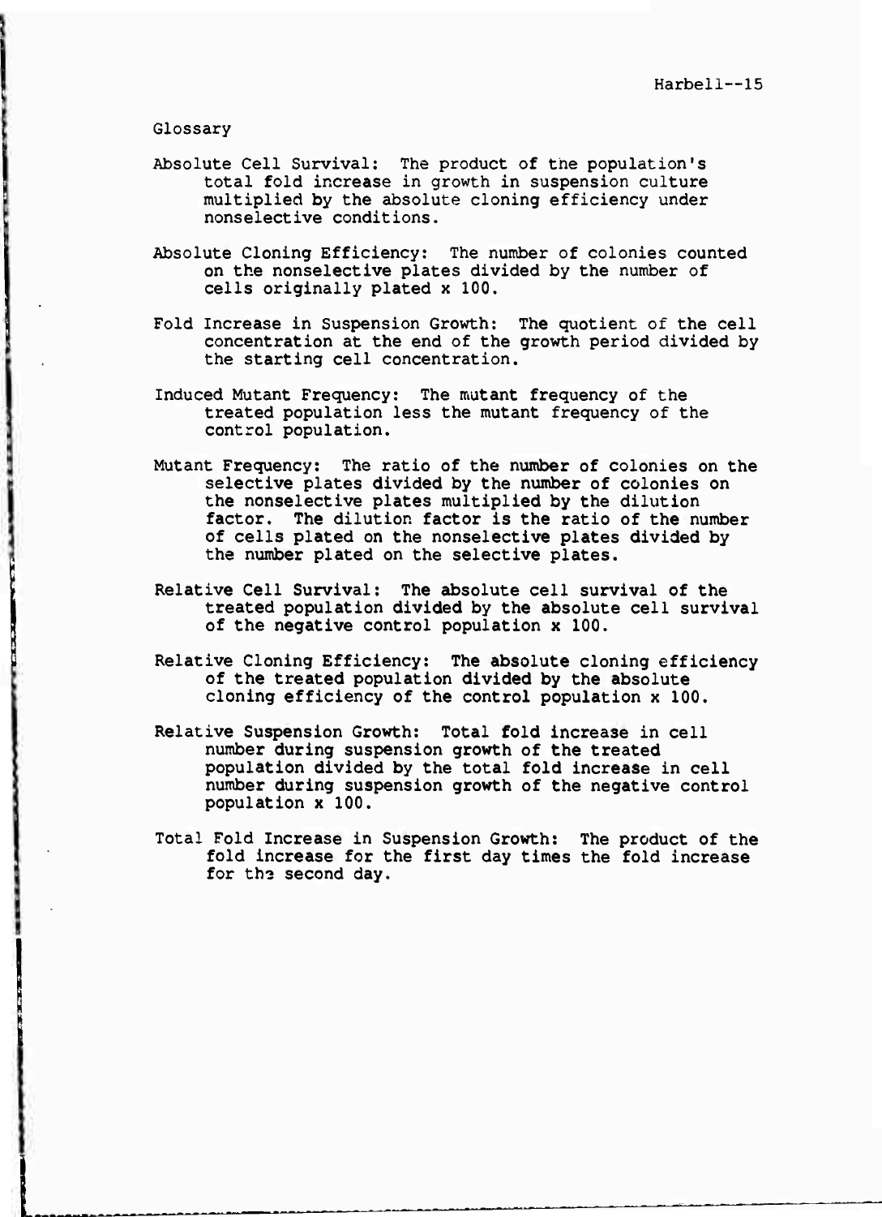## Glossary

**Absolute Cell Survival:** The product of the population's total fold increase in growth in suspension culture multiplied by the absolute cloning efficiency under nonselective conditions.

**Absolute Cloning Efficiency:** The number of colonies counted on the nonselective plates divided by the number of cells originally plated x 100.

**Fold Increase in Suspension Growth:** The quotient of the cell concentration at the end of the growth period divided by the starting cell concentration.

**Induced Mutant Frequency:** The mutant frequency of the treated population less the mutant frequency of the control population.

**Mutant Frequency:** The ratio of the number of colonies on the selective plates divided by the number of colonies on the nonselective plates multiplied by the dilution factor. The dilution factor is the ratio of the number of cells plated on the nonselective plates divided by the number plated on the selective plates.

**Relative Cell Survival:** The absolute cell survival of the treated population divided by the absolute cell survival of the negative control population x 100.

**Relative Cloning Efficiency:** The absolute cloning efficiency of the treated population divided by the absolute cloning efficiency of the control population x 100.

**Relative Suspension Growth:** Total fold increase in cell number during suspension growth of the treated population divided by the total fold increase in cell number during suspension growth of the negative control population x 100.

**Total Fold Increase in Suspension Growth:** The product of the fold increase for the first day times the fold increase for the second day.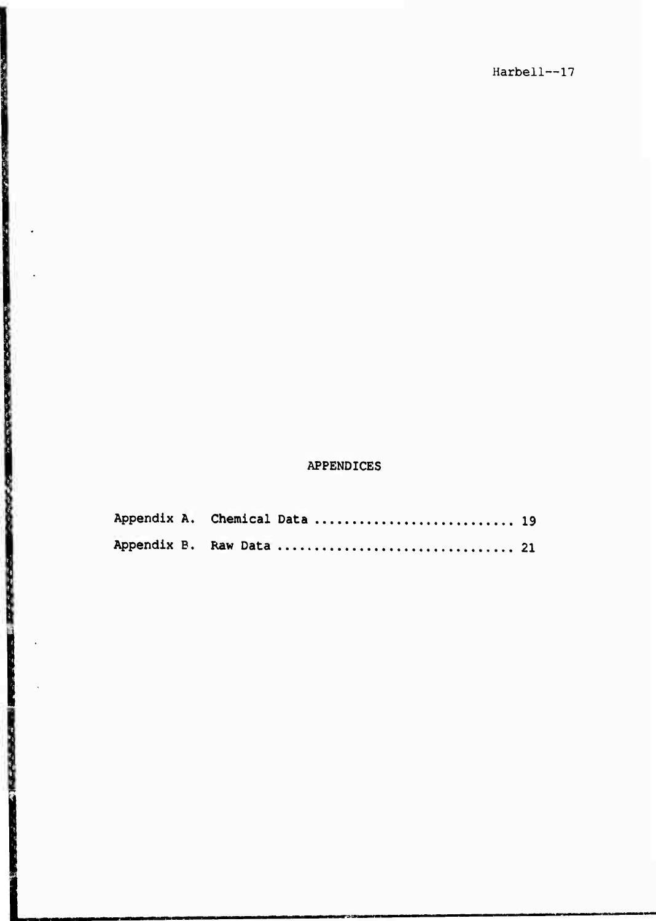# APPENDICES

Appendix A. Chemical Data ........................... 19

Appendix B. Raw Data ................................ 21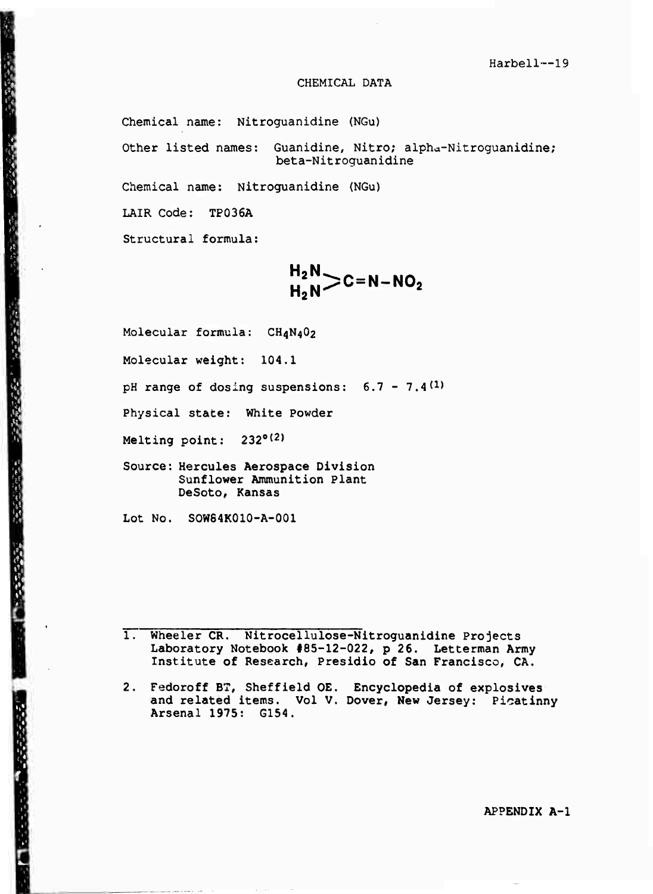# CHEMICAL DATA

Chemical name: Nitroguanidine (NGu)

Other listed names: Guanidine, Nitro; alpha-Nitroguanidine; beta-Nitroguanidine

Chemical name: Nitroguanidine (NGu)

LAIR Code: TP036A

Structural formula:

$$\begin{matrix} H_2N \\ H_2N \end{matrix} \!\!>\! C=N-NO_2$$

Molecular formula: $CH_4N_4O_2$

Molecular weight: 104.1

pH range of dosing suspensions: 6.7 - 7.4[1]

Physical state: White Powder

Melting point: 232°[2]

Source: Hercules Aerospace Division
Sunflower Ammunition Plant
DeSoto, Kansas

Lot No. SOW84K010-A-001

---

1. Wheeler CR. Nitrocellulose-Nitroguanidine Projects Laboratory Notebook #85-12-022, p 26. Letterman Army Institute of Research, Presidio of San Francisco, CA.

2. Fedoroff BT, Sheffield OE. Encyclopedia of explosives and related items. Vol V. Dover, New Jersey: Picatinny Arsenal 1975: G154.

APPENDIX A-1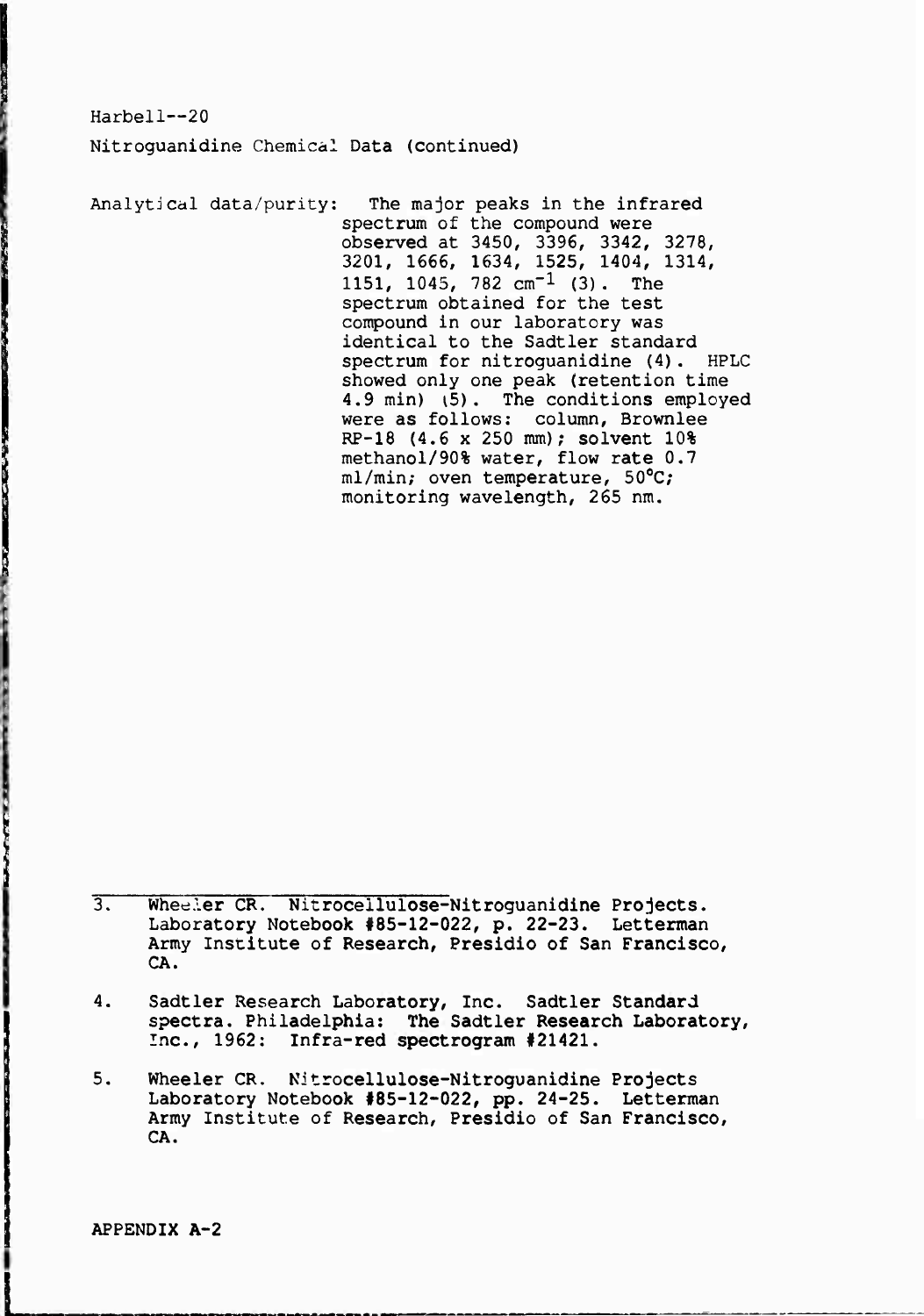Nitroguanidine Chemical Data (continued)

Analytical data/purity: The major peaks in the infrared spectrum of the compound were observed at 3450, 3396, 3342, 3278, 3201, 1666, 1634, 1525, 1404, 1314, 1151, 1045, 782 $cm^{-1}$ (3). The spectrum obtained for the test compound in our laboratory was identical to the Sadtler standard spectrum for nitroguanidine (4). HPLC showed only one peak (retention time 4.9 min) (5). The conditions employed were as follows: column, Brownlee RP-18 (4.6 x 250 mm); solvent 10% methanol/90% water, flow rate 0.7 ml/min; oven temperature, 50°C; monitoring wavelength, 265 nm.

---

3. Wheeler CR. Nitrocellulose-Nitroguanidine Projects. Laboratory Notebook #85-12-022, p. 22-23. Letterman Army Institute of Research, Presidio of San Francisco, CA.

4. Sadtler Research Laboratory, Inc. Sadtler Standard spectra. Philadelphia: The Sadtler Research Laboratory, Inc., 1962: Infra-red spectrogram #21421.

5. Wheeler CR. Nitrocellulose-Nitroguanidine Projects Laboratory Notebook #85-12-022, pp. 24-25. Letterman Army Institute of Research, Presidio of San Francisco, CA.

APPENDIX A-2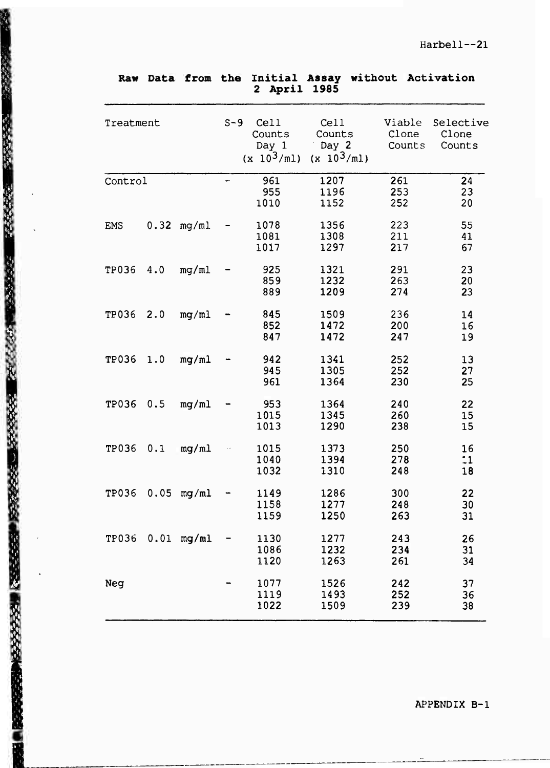**Raw Data from the Initial Assay without Activation**
**2 April 1985**

| Treatment | S-9 | Cell Counts Day 1 ($x 10^3$/ml) | Cell Counts Day 2 ($x 10^3$/ml) | Viable Clone Counts | Selective Clone Counts |
|---|---|---|---|---|---|
| Control | - | 961 | 1207 | 261 | 24 |
| | | 955 | 1196 | 253 | 23 |
| | | 1010 | 1152 | 252 | 20 |
| EMS 0.32 mg/ml | - | 1078 | 1356 | 223 | 55 |
| | | 1081 | 1308 | 211 | 41 |
| | | 1017 | 1297 | 217 | 67 |
| TP036 4.0 mg/ml | - | 925 | 1321 | 291 | 23 |
| | | 859 | 1232 | 263 | 20 |
| | | 889 | 1209 | 274 | 23 |
| TP036 2.0 mg/ml | - | 845 | 1509 | 236 | 14 |
| | | 852 | 1472 | 200 | 16 |
| | | 847 | 1472 | 247 | 19 |
| TP036 1.0 mg/ml | - | 942 | 1341 | 252 | 13 |
| | | 945 | 1305 | 252 | 27 |
| | | 961 | 1364 | 230 | 25 |
| TP036 0.5 mg/ml | - | 953 | 1364 | 240 | 22 |
| | | 1015 | 1345 | 260 | 15 |
| | | 1013 | 1290 | 238 | 15 |
| TP036 0.1 mg/ml | - | 1015 | 1373 | 250 | 16 |
| | | 1040 | 1394 | 278 | 11 |
| | | 1032 | 1310 | 248 | 18 |
| TP036 0.05 mg/ml | - | 1149 | 1286 | 300 | 22 |
| | | 1158 | 1277 | 248 | 30 |
| | | 1159 | 1250 | 263 | 31 |
| TP036 0.01 mg/ml | - | 1130 | 1277 | 243 | 26 |
| | | 1086 | 1232 | 234 | 31 |
| | | 1120 | 1263 | 261 | 34 |
| Neg | - | 1077 | 1526 | 242 | 37 |
| | | 1119 | 1493 | 252 | 36 |
| | | 1022 | 1509 | 239 | 38 |

APPENDIX B-1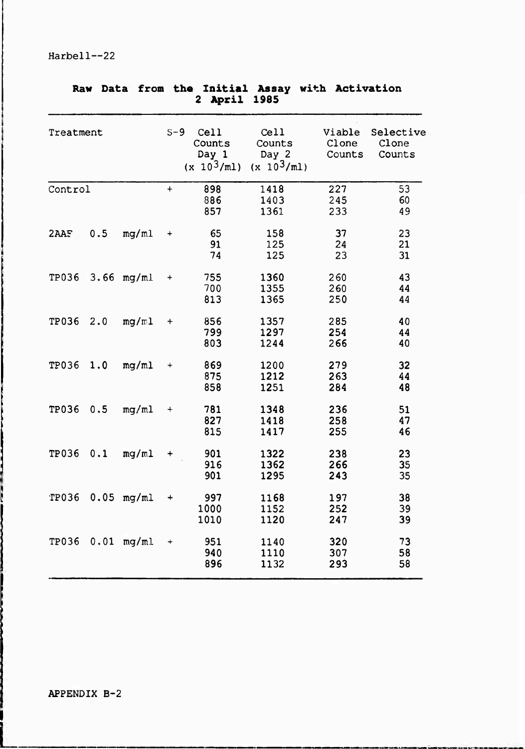## Raw Data from the Initial Assay with Activation
## 2 April 1985

| Treatment | S-9 | Cell Counts Day 1 ($\times 10^3$/ml) | Cell Counts Day 2 ($\times 10^3$/ml) | Viable Clone Counts | Selective Clone Counts |
|---|---|---|---|---|---|
| Control | + | 898 | 1418 | 227 | 53 |
| | | 886 | 1403 | 245 | 60 |
| | | 857 | 1361 | 233 | 49 |
| 2AAF 0.5 mg/ml | + | 65 | 158 | 37 | 23 |
| | | 91 | 125 | 24 | 21 |
| | | 74 | 125 | 23 | 31 |
| TP036 3.66 mg/ml | + | 755 | 1360 | 260 | 43 |
| | | 700 | 1355 | 260 | 44 |
| | | 813 | 1365 | 250 | 44 |
| TP036 2.0 mg/ml | + | 856 | 1357 | 285 | 40 |
| | | 799 | 1297 | 254 | 44 |
| | | 803 | 1244 | 266 | 40 |
| TP036 1.0 mg/ml | + | 869 | 1200 | 279 | 32 |
| | | 875 | 1212 | 263 | 44 |
| | | 858 | 1251 | 284 | 48 |
| TP036 0.5 mg/ml | + | 781 | 1348 | 236 | 51 |
| | | 827 | 1418 | 258 | 47 |
| | | 815 | 1417 | 255 | 46 |
| TP036 0.1 mg/ml | + | 901 | 1322 | 238 | 23 |
| | | 916 | 1362 | 266 | 35 |
| | | 901 | 1295 | 243 | 35 |
| TP036 0.05 mg/ml | + | 997 | 1168 | 197 | 38 |
| | | 1000 | 1152 | 252 | 39 |
| | | 1010 | 1120 | 247 | 39 |
| TP036 0.01 mg/ml | + | 951 | 1140 | 320 | 73 |
| | | 940 | 1110 | 307 | 58 |
| | | 896 | 1132 | 293 | 58 |

APPENDIX B-2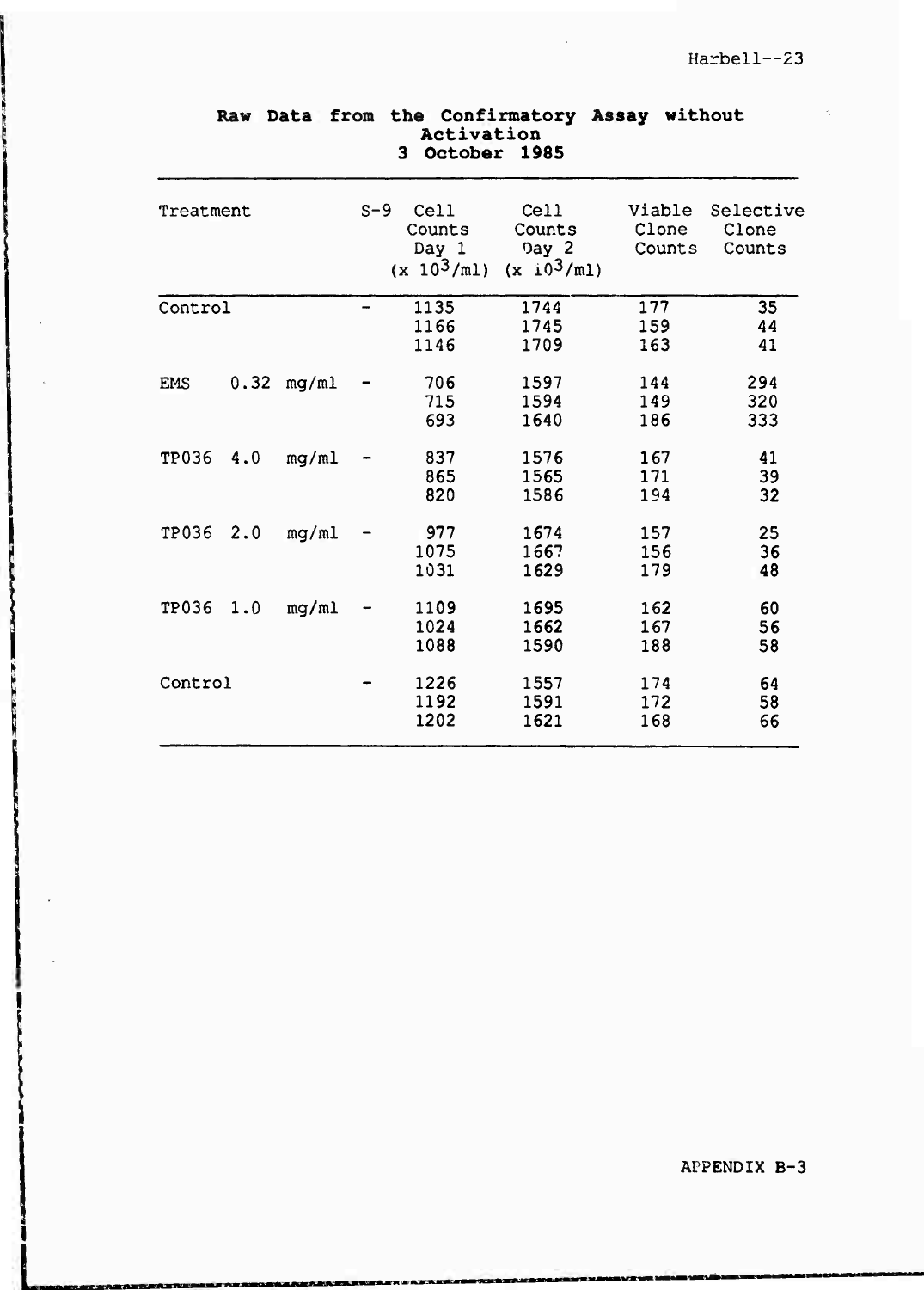**Raw Data from the Confirmatory Assay without Activation**
**3 October 1985**

| Treatment | S-9 | Cell Counts Day 1 ($x\ 10^3$/ml) | Cell Counts Day 2 ($x\ 10^3$/ml) | Viable Clone Counts | Selective Clone Counts |
|---|---|---|---|---|---|
| Control | - | 1135 | 1744 | 177 | 35 |
| | | 1166 | 1745 | 159 | 44 |
| | | 1146 | 1709 | 163 | 41 |
| EMS 0.32 mg/ml | - | 706 | 1597 | 144 | 294 |
| | | 715 | 1594 | 149 | 320 |
| | | 693 | 1640 | 186 | 333 |
| TP036 4.0 mg/ml | - | 837 | 1576 | 167 | 41 |
| | | 865 | 1565 | 171 | 39 |
| | | 820 | 1586 | 194 | 32 |
| TP036 2.0 mg/ml | - | 977 | 1674 | 157 | 25 |
| | | 1075 | 1667 | 156 | 36 |
| | | 1031 | 1629 | 179 | 48 |
| TP036 1.0 mg/ml | - | 1109 | 1695 | 162 | 60 |
| | | 1024 | 1662 | 167 | 56 |
| | | 1088 | 1590 | 188 | 58 |
| Control | - | 1226 | 1557 | 174 | 64 |
| | | 1192 | 1591 | 172 | 58 |
| | | 1202 | 1621 | 168 | 66 |

APPENDIX B-3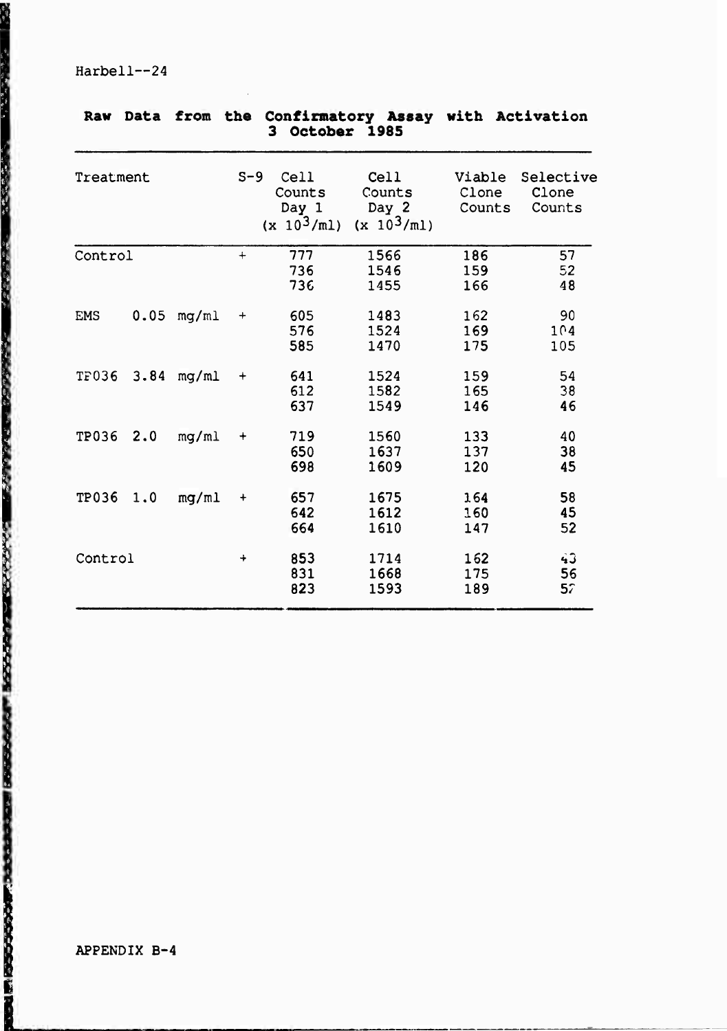## Raw Data from the Confirmatory Assay with Activation 3 October 1985

| Treatment | S-9 | Cell Counts Day 1 ($\times 10^3$/ml) | Cell Counts Day 2 ($\times 10^3$/ml) | Viable Clone Counts | Selective Clone Counts |
|---|---|---|---|---|---|
| Control | + | 777 | 1566 | 186 | 57 |
| | | 736 | 1546 | 159 | 52 |
| | | 736 | 1455 | 166 | 48 |
| EMS 0.05 mg/ml | + | 605 | 1483 | 162 | 90 |
| | | 576 | 1524 | 169 | 104 |
| | | 585 | 1470 | 175 | 105 |
| TP036 3.84 mg/ml | + | 641 | 1524 | 159 | 54 |
| | | 612 | 1582 | 165 | 38 |
| | | 637 | 1549 | 146 | 46 |
| TP036 2.0 mg/ml | + | 719 | 1560 | 133 | 40 |
| | | 650 | 1637 | 137 | 38 |
| | | 698 | 1609 | 120 | 45 |
| TP036 1.0 mg/ml | + | 657 | 1675 | 164 | 58 |
| | | 642 | 1612 | 160 | 45 |
| | | 664 | 1610 | 147 | 52 |
| Control | + | 853 | 1714 | 162 | 43 |
| | | 831 | 1668 | 175 | 56 |
| | | 823 | 1593 | 189 | 57 |

APPENDIX B-4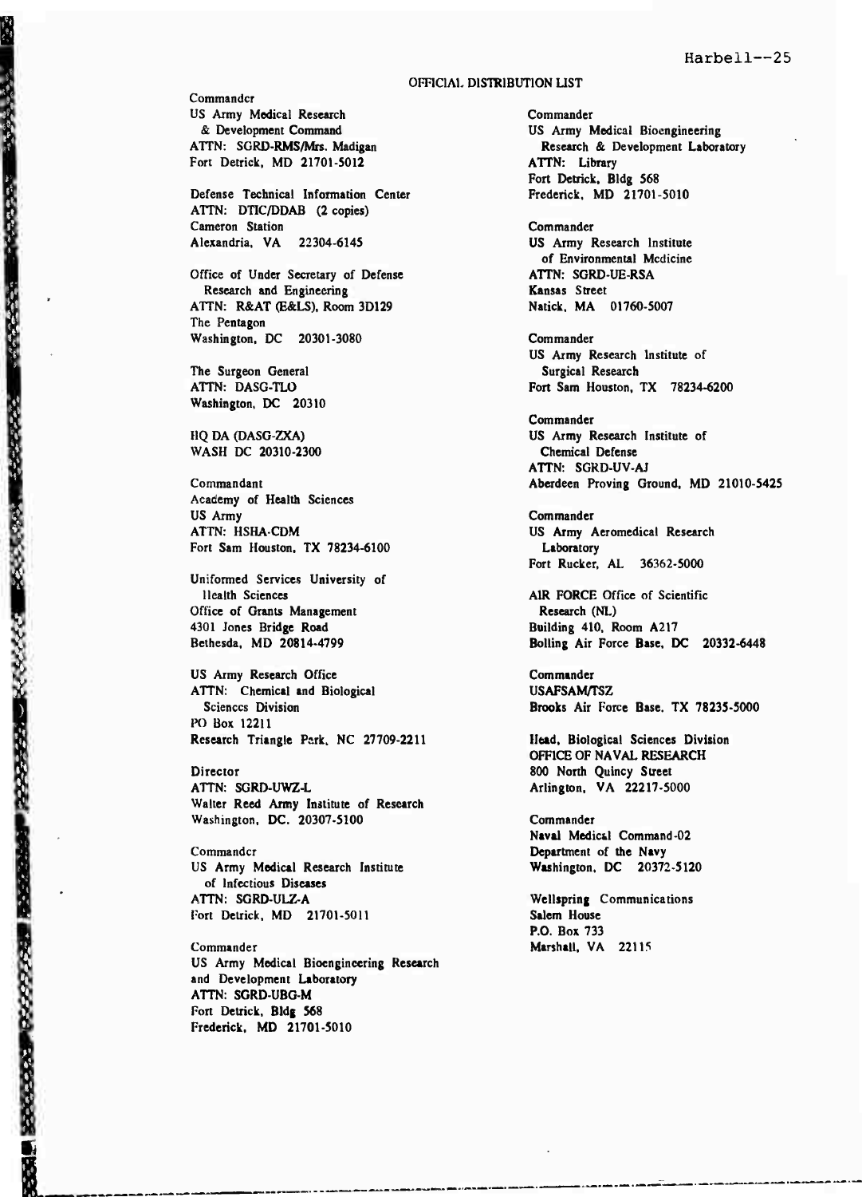OFFICIAL DISTRIBUTION LIST

Commander
US Army Medical Research
& Development Command
ATTN: SGRD-RMS/Mrs. Madigan
Fort Detrick, MD 21701-5012

Defense Technical Information Center
ATTN: DTIC/DDAB (2 copies)
Cameron Station
Alexandria, VA 22304-6145

Office of Under Secretary of Defense
Research and Engineering
ATTN: R&AT (E&LS), Room 3D129
The Pentagon
Washington, DC 20301-3080

The Surgeon General
ATTN: DASG-TLO
Washington, DC 20310

HQ DA (DASG-ZXA)
WASH DC 20310-2300

Commandant
Academy of Health Sciences
US Army
ATTN: HSHA-CDM
Fort Sam Houston, TX 78234-6100

Uniformed Services University of
Health Sciences
Office of Grants Management
4301 Jones Bridge Road
Bethesda, MD 20814-4799

US Army Research Office
ATTN: Chemical and Biological
Sciences Division
PO Box 12211
Research Triangle Park, NC 27709-2211

Director
ATTN: SGRD-UWZ-L
Walter Reed Army Institute of Research
Washington, DC. 20307-5100

Commander
US Army Medical Research Institute
of Infectious Diseases
ATTN: SGRD-ULZ-A
Fort Detrick, MD 21701-5011

Commander
US Army Medical Bioengineering Research
and Development Laboratory
ATTN: SGRD-UBG-M
Fort Detrick, Bldg 568
Frederick, MD 21701-5010

Commander
US Army Medical Bioengineering
Research & Development Laboratory
ATTN: Library
Fort Detrick, Bldg 568
Frederick, MD 21701-5010

Commander
US Army Research Institute
of Environmental Medicine
ATTN: SGRD-UE-RSA
Kansas Street
Natick, MA 01760-5007

Commander
US Army Research Institute of
Surgical Research
Fort Sam Houston, TX 78234-6200

Commander
US Army Research Institute of
Chemical Defense
ATTN: SGRD-UV-AJ
Aberdeen Proving Ground, MD 21010-5425

Commander
US Army Aeromedical Research
Laboratory
Fort Rucker, AL 36362-5000

AIR FORCE Office of Scientific
Research (NL)
Building 410, Room A217
Bolling Air Force Base, DC 20332-6448

Commander
USAFSAM/TSZ
Brooks Air Force Base, TX 78235-5000

Head, Biological Sciences Division
OFFICE OF NAVAL RESEARCH
800 North Quincy Street
Arlington, VA 22217-5000

Commander
Naval Medical Command-02
Department of the Navy
Washington, DC 20372-5120

Wellspring Communications
Salem House
P.O. Box 733
Marshall, VA 22115